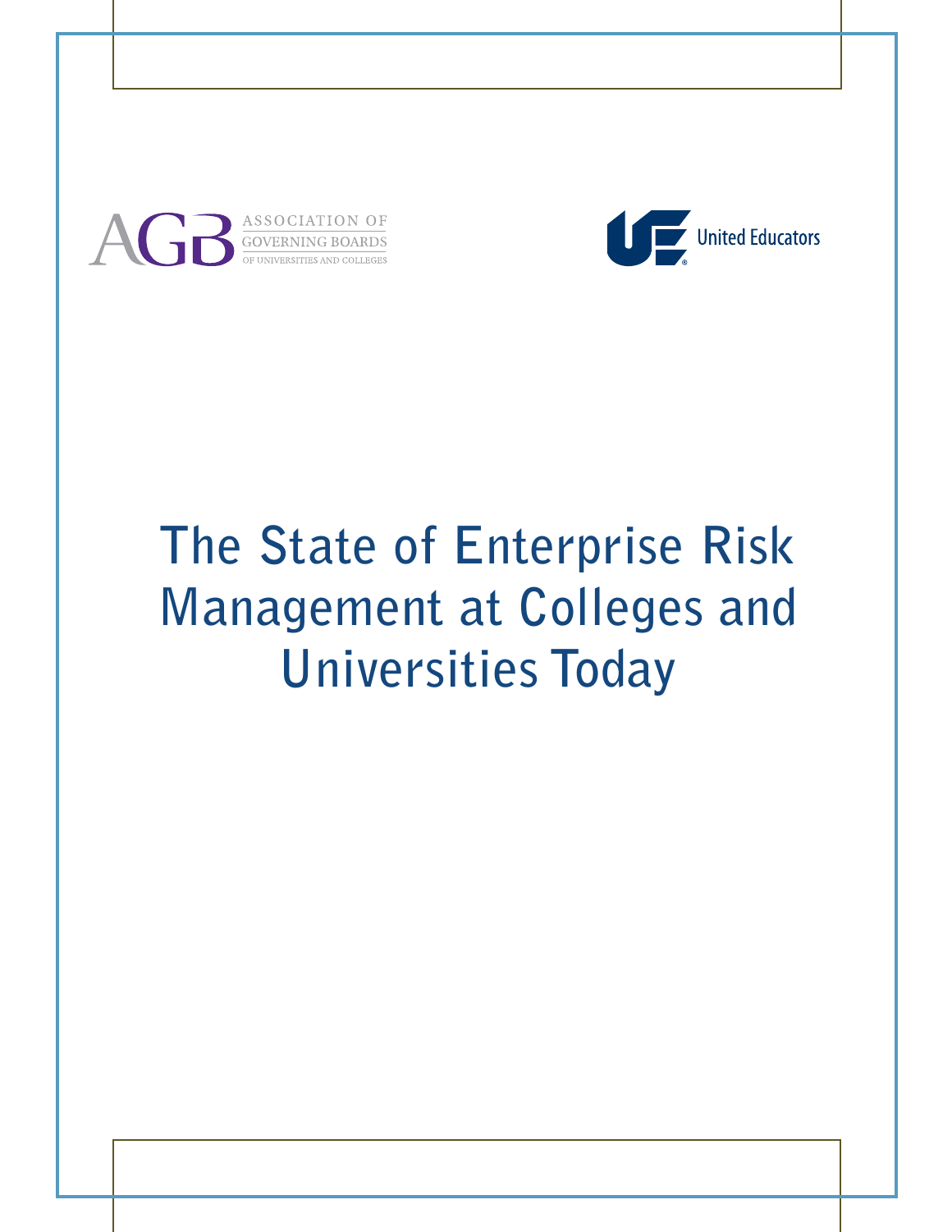AGB ASSOCIATION OF GOVERNING BOARDS OF UNIVERSITIES AND COLLEGES

United Educators

# The State of Enterprise Risk Management at Colleges and Universities Today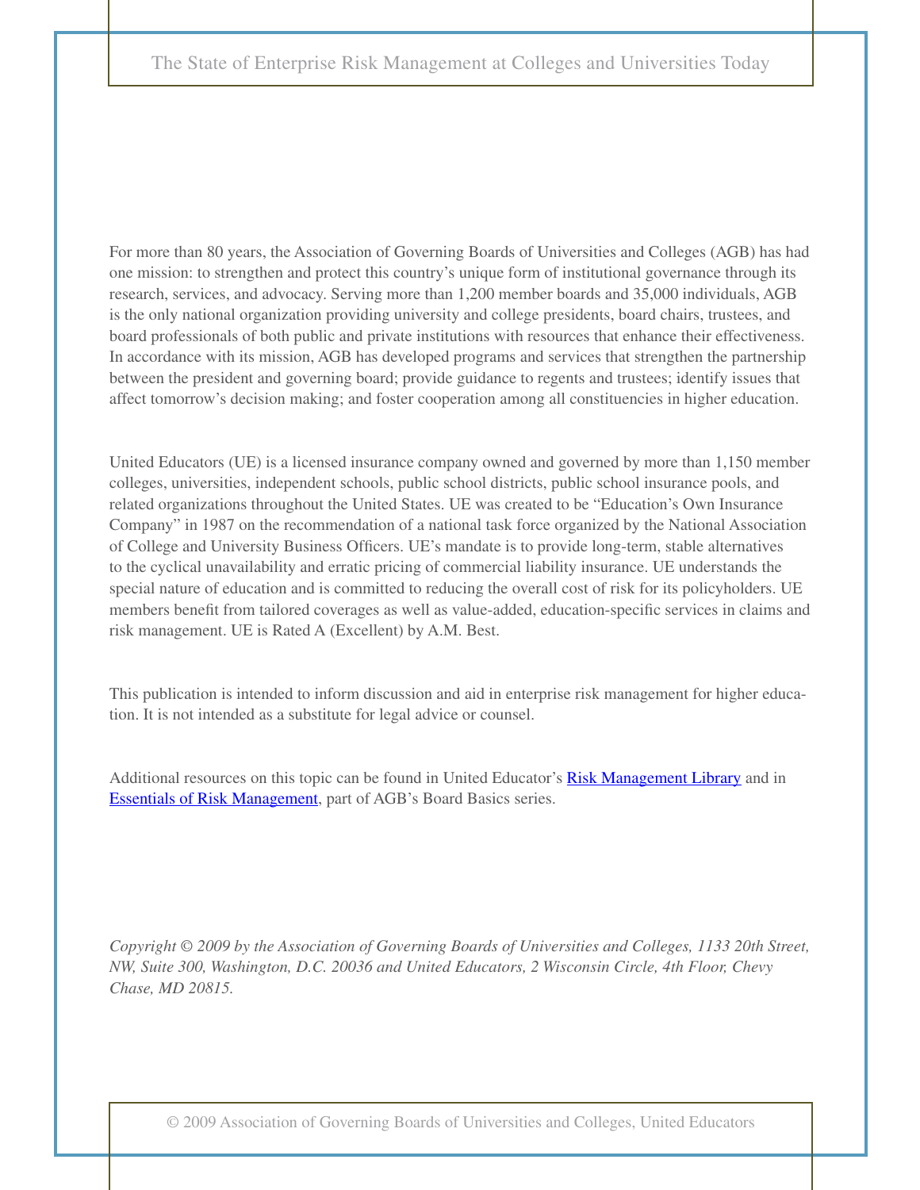For more than 80 years, the Association of Governing Boards of Universities and Colleges (AGB) has had one mission: to strengthen and protect this country's unique form of institutional governance through its research, services, and advocacy. Serving more than 1,200 member boards and 35,000 individuals, AGB is the only national organization providing university and college presidents, board chairs, trustees, and board professionals of both public and private institutions with resources that enhance their effectiveness. In accordance with its mission, AGB has developed programs and services that strengthen the partnership between the president and governing board; provide guidance to regents and trustees; identify issues that affect tomorrow's decision making; and foster cooperation among all constituencies in higher education.

United Educators (UE) is a licensed insurance company owned and governed by more than 1,150 member colleges, universities, independent schools, public school districts, public school insurance pools, and related organizations throughout the United States. UE was created to be "Education's Own Insurance Company" in 1987 on the recommendation of a national task force organized by the National Association of College and University Business Officers. UE's mandate is to provide long-term, stable alternatives to the cyclical unavailability and erratic pricing of commercial liability insurance. UE understands the special nature of education and is committed to reducing the overall cost of risk for its policyholders. UE members benefit from tailored coverages as well as value-added, education-specific services in claims and risk management. UE is Rated A (Excellent) by A.M. Best.

This publication is intended to inform discussion and aid in enterprise risk management for higher education. It is not intended as a substitute for legal advice or counsel.

Additional resources on this topic can be found in United Educator's Risk Management Library and in Essentials of Risk Management, part of AGB's Board Basics series.

*Copyright © 2009 by the Association of Governing Boards of Universities and Colleges, 1133 20th Street, NW, Suite 300, Washington, D.C. 20036 and United Educators, 2 Wisconsin Circle, 4th Floor, Chevy Chase, MD 20815.*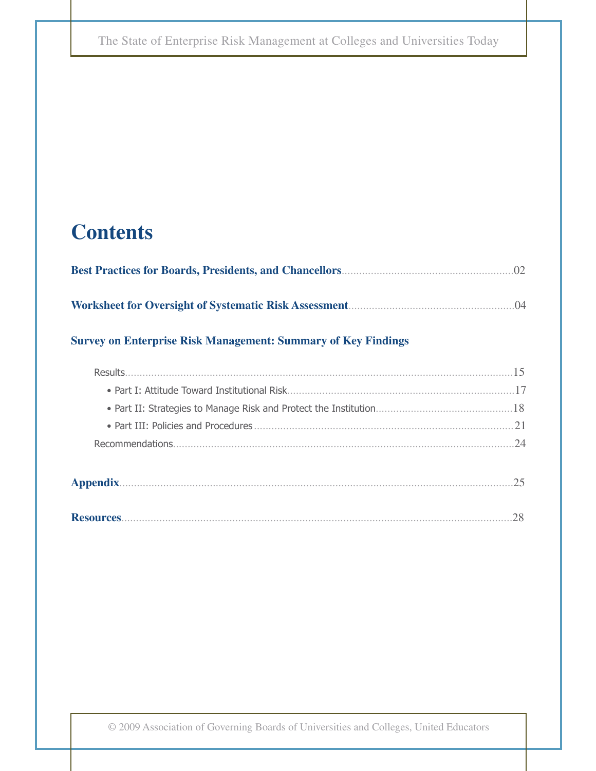# Contents

**Best Practices for Boards, Presidents, and Chancellors** .......... 02

**Worksheet for Oversight of Systematic Risk Assessment** .......... 04

**Survey on Enterprise Risk Management: Summary of Key Findings**

- Results .......... 15
  - Part I: Attitude Toward Institutional Risk .......... 17
  - Part II: Strategies to Manage Risk and Protect the Institution .......... 18
  - Part III: Policies and Procedures .......... 21
- Recommendations .......... 24

**Appendix** .......... 25

**Resources** .......... 28

© 2009 Association of Governing Boards of Universities and Colleges, United Educators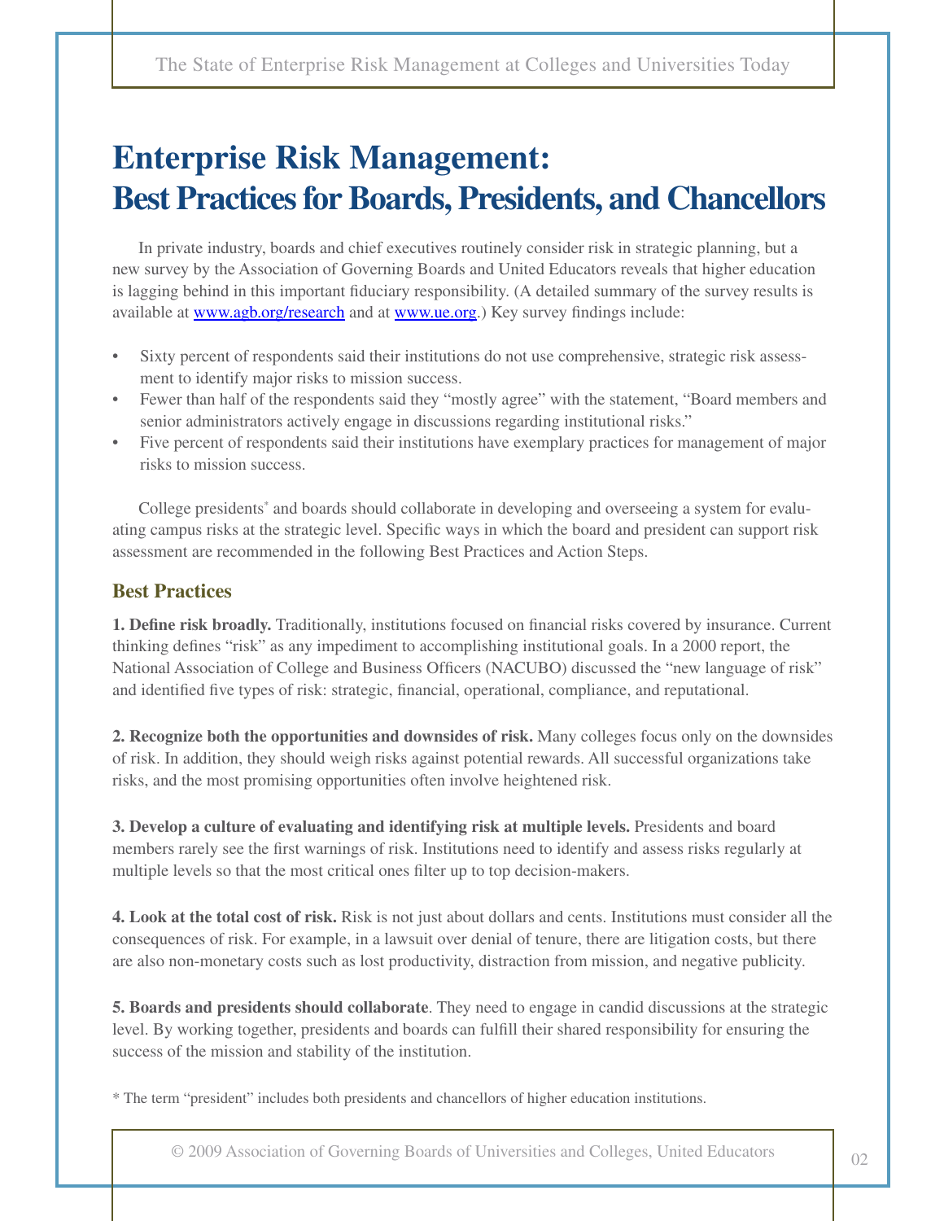# Enterprise Risk Management: Best Practices for Boards, Presidents, and Chancellors

In private industry, boards and chief executives routinely consider risk in strategic planning, but a new survey by the Association of Governing Boards and United Educators reveals that higher education is lagging behind in this important fiduciary responsibility. (A detailed summary of the survey results is available at [www.agb.org/research](www.agb.org/research) and at [www.ue.org](www.ue.org).) Key survey findings include:

- Sixty percent of respondents said their institutions do not use comprehensive, strategic risk assessment to identify major risks to mission success.
- Fewer than half of the respondents said they "mostly agree" with the statement, "Board members and senior administrators actively engage in discussions regarding institutional risks."
- Five percent of respondents said their institutions have exemplary practices for management of major risks to mission success.

College presidents* and boards should collaborate in developing and overseeing a system for evaluating campus risks at the strategic level. Specific ways in which the board and president can support risk assessment are recommended in the following Best Practices and Action Steps.

## Best Practices

**1. Define risk broadly.** Traditionally, institutions focused on financial risks covered by insurance. Current thinking defines "risk" as any impediment to accomplishing institutional goals. In a 2000 report, the National Association of College and Business Officers (NACUBO) discussed the "new language of risk" and identified five types of risk: strategic, financial, operational, compliance, and reputational.

**2. Recognize both the opportunities and downsides of risk.** Many colleges focus only on the downsides of risk. In addition, they should weigh risks against potential rewards. All successful organizations take risks, and the most promising opportunities often involve heightened risk.

**3. Develop a culture of evaluating and identifying risk at multiple levels.** Presidents and board members rarely see the first warnings of risk. Institutions need to identify and assess risks regularly at multiple levels so that the most critical ones filter up to top decision-makers.

**4. Look at the total cost of risk.** Risk is not just about dollars and cents. Institutions must consider all the consequences of risk. For example, in a lawsuit over denial of tenure, there are litigation costs, but there are also non-monetary costs such as lost productivity, distraction from mission, and negative publicity.

**5. Boards and presidents should collaborate**. They need to engage in candid discussions at the strategic level. By working together, presidents and boards can fulfill their shared responsibility for ensuring the success of the mission and stability of the institution.

* The term "president" includes both presidents and chancellors of higher education institutions.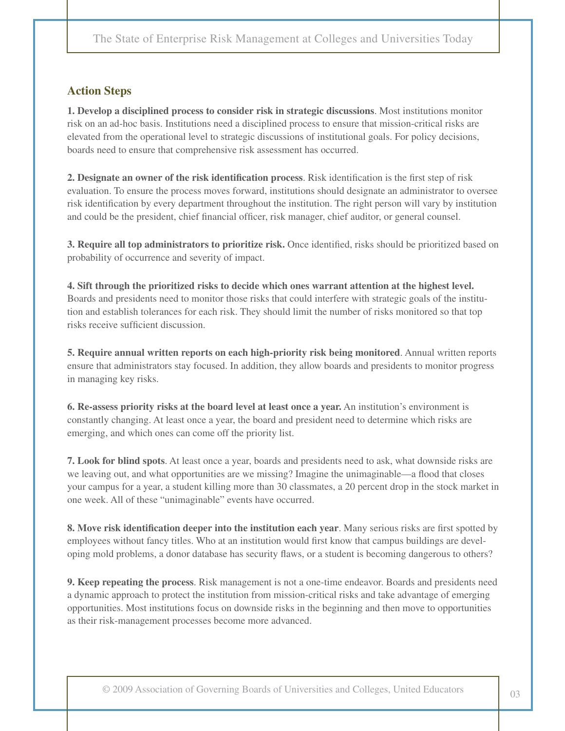## Action Steps

**1. Develop a disciplined process to consider risk in strategic discussions**. Most institutions monitor risk on an ad-hoc basis. Institutions need a disciplined process to ensure that mission-critical risks are elevated from the operational level to strategic discussions of institutional goals. For policy decisions, boards need to ensure that comprehensive risk assessment has occurred.

**2. Designate an owner of the risk identification process**. Risk identification is the first step of risk evaluation. To ensure the process moves forward, institutions should designate an administrator to oversee risk identification by every department throughout the institution. The right person will vary by institution and could be the president, chief financial officer, risk manager, chief auditor, or general counsel.

**3. Require all top administrators to prioritize risk.** Once identified, risks should be prioritized based on probability of occurrence and severity of impact.

**4. Sift through the prioritized risks to decide which ones warrant attention at the highest level.** Boards and presidents need to monitor those risks that could interfere with strategic goals of the institution and establish tolerances for each risk. They should limit the number of risks monitored so that top risks receive sufficient discussion.

**5. Require annual written reports on each high-priority risk being monitored**. Annual written reports ensure that administrators stay focused. In addition, they allow boards and presidents to monitor progress in managing key risks.

**6. Re-assess priority risks at the board level at least once a year.** An institution's environment is constantly changing. At least once a year, the board and president need to determine which risks are emerging, and which ones can come off the priority list.

**7. Look for blind spots**. At least once a year, boards and presidents need to ask, what downside risks are we leaving out, and what opportunities are we missing? Imagine the unimaginable—a flood that closes your campus for a year, a student killing more than 30 classmates, a 20 percent drop in the stock market in one week. All of these "unimaginable" events have occurred.

**8. Move risk identification deeper into the institution each year**. Many serious risks are first spotted by employees without fancy titles. Who at an institution would first know that campus buildings are developing mold problems, a donor database has security flaws, or a student is becoming dangerous to others?

**9. Keep repeating the process**. Risk management is not a one-time endeavor. Boards and presidents need a dynamic approach to protect the institution from mission-critical risks and take advantage of emerging opportunities. Most institutions focus on downside risks in the beginning and then move to opportunities as their risk-management processes become more advanced.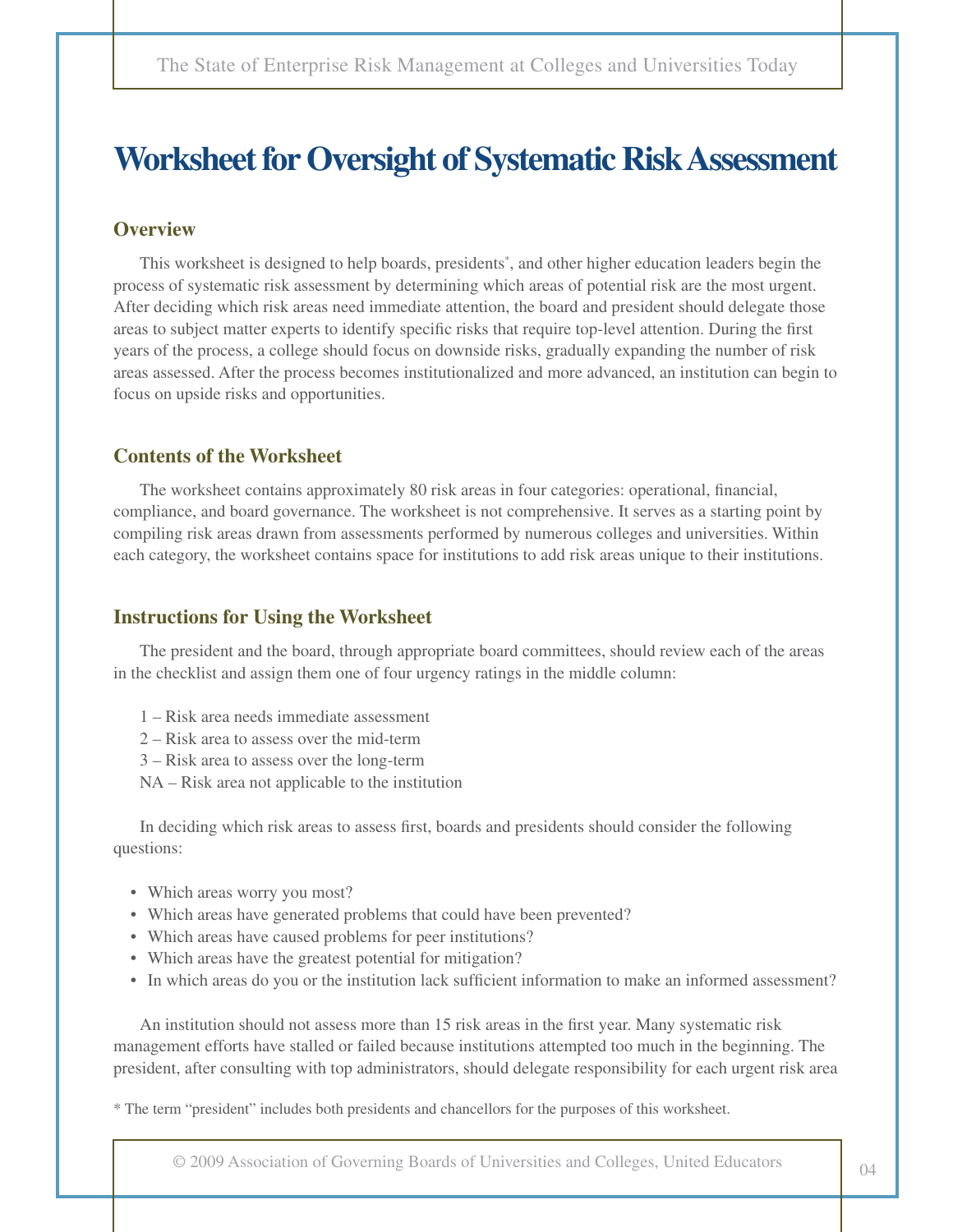# Worksheet for Oversight of Systematic Risk Assessment

## Overview

This worksheet is designed to help boards, presidents*, and other higher education leaders begin the process of systematic risk assessment by determining which areas of potential risk are the most urgent. After deciding which risk areas need immediate attention, the board and president should delegate those areas to subject matter experts to identify specific risks that require top-level attention. During the first years of the process, a college should focus on downside risks, gradually expanding the number of risk areas assessed. After the process becomes institutionalized and more advanced, an institution can begin to focus on upside risks and opportunities.

## Contents of the Worksheet

The worksheet contains approximately 80 risk areas in four categories: operational, financial, compliance, and board governance. The worksheet is not comprehensive. It serves as a starting point by compiling risk areas drawn from assessments performed by numerous colleges and universities. Within each category, the worksheet contains space for institutions to add risk areas unique to their institutions.

## Instructions for Using the Worksheet

The president and the board, through appropriate board committees, should review each of the areas in the checklist and assign them one of four urgency ratings in the middle column:

1 – Risk area needs immediate assessment
2 – Risk area to assess over the mid-term
3 – Risk area to assess over the long-term
NA – Risk area not applicable to the institution

In deciding which risk areas to assess first, boards and presidents should consider the following questions:

- Which areas worry you most?
- Which areas have generated problems that could have been prevented?
- Which areas have caused problems for peer institutions?
- Which areas have the greatest potential for mitigation?
- In which areas do you or the institution lack sufficient information to make an informed assessment?

An institution should not assess more than 15 risk areas in the first year. Many systematic risk management efforts have stalled or failed because institutions attempted too much in the beginning. The president, after consulting with top administrators, should delegate responsibility for each urgent risk area

* The term "president" includes both presidents and chancellors for the purposes of this worksheet.

© 2009 Association of Governing Boards of Universities and Colleges, United Educators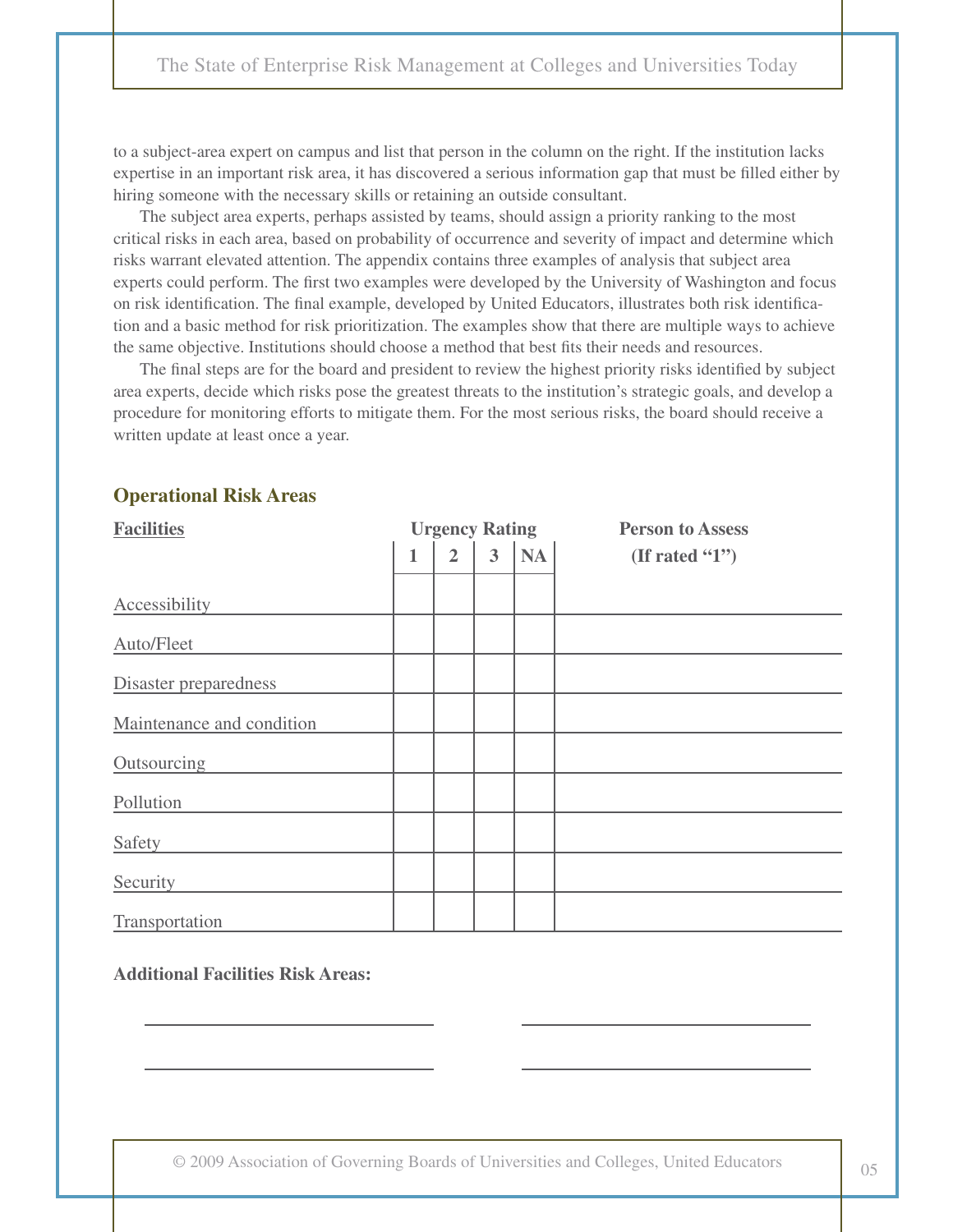to a subject-area expert on campus and list that person in the column on the right. If the institution lacks expertise in an important risk area, it has discovered a serious information gap that must be filled either by hiring someone with the necessary skills or retaining an outside consultant.

The subject area experts, perhaps assisted by teams, should assign a priority ranking to the most critical risks in each area, based on probability of occurrence and severity of impact and determine which risks warrant elevated attention. The appendix contains three examples of analysis that subject area experts could perform. The first two examples were developed by the University of Washington and focus on risk identification. The final example, developed by United Educators, illustrates both risk identification and a basic method for risk prioritization. The examples show that there are multiple ways to achieve the same objective. Institutions should choose a method that best fits their needs and resources.

The final steps are for the board and president to review the highest priority risks identified by subject area experts, decide which risks pose the greatest threats to the institution's strategic goals, and develop a procedure for monitoring efforts to mitigate them. For the most serious risks, the board should receive a written update at least once a year.

## Operational Risk Areas

| Facilities | Urgency Rating | | | | Person to Assess (If rated "1") |
|---|---|---|---|---|---|
| | 1 | 2 | 3 | NA | |
| Accessibility | | | | | |
| Auto/Fleet | | | | | |
| Disaster preparedness | | | | | |
| Maintenance and condition | | | | | |
| Outsourcing | | | | | |
| Pollution | | | | | |
| Safety | | | | | |
| Security | | | | | |
| Transportation | | | | | |

**Additional Facilities Risk Areas:**

______________________________ ______________________________

______________________________ ______________________________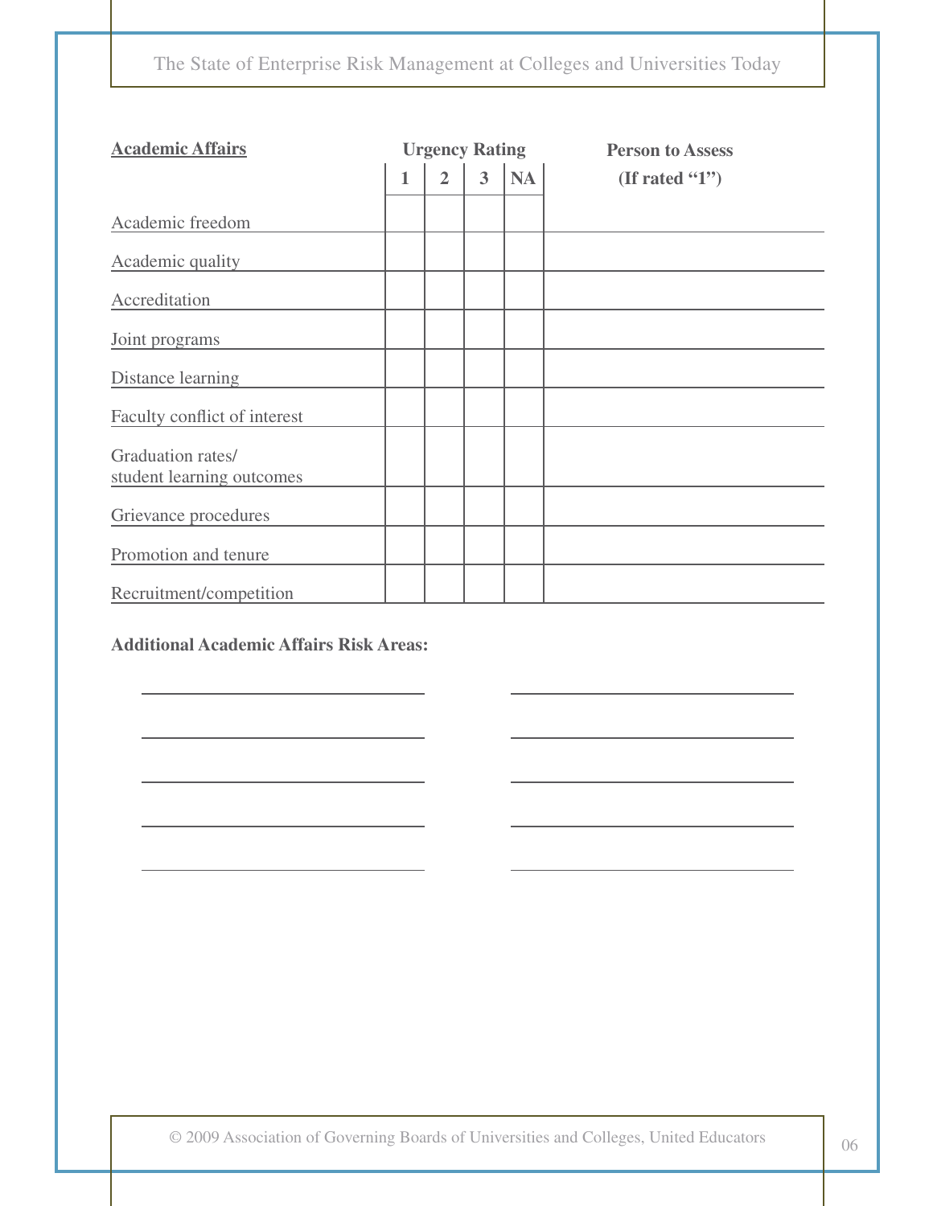| **Academic Affairs** | **Urgency Rating** | | | | **Person to Assess (If rated "1")** |
|---|---|---|---|---|---|
| | **1** | **2** | **3** | **NA** | |
| Academic freedom | | | | | |
| Academic quality | | | | | |
| Accreditation | | | | | |
| Joint programs | | | | | |
| Distance learning | | | | | |
| Faculty conflict of interest | | | | | |
| Graduation rates/ student learning outcomes | | | | | |
| Grievance procedures | | | | | |
| Promotion and tenure | | | | | |
| Recruitment/competition | | | | | |

**Additional Academic Affairs Risk Areas:**

______________________________ ______________________________

______________________________ ______________________________

______________________________ ______________________________

______________________________ ______________________________

______________________________ ______________________________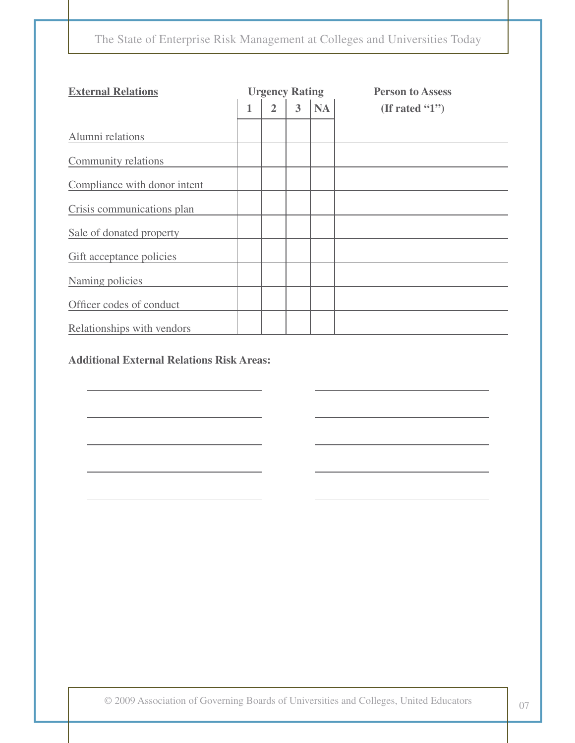| **External Relations** | **Urgency Rating** | | | | **Person to Assess (If rated "1")** |
|---|---|---|---|---|---|
| | **1** | **2** | **3** | **NA** | |
| Alumni relations | | | | | |
| Community relations | | | | | |
| Compliance with donor intent | | | | | |
| Crisis communications plan | | | | | |
| Sale of donated property | | | | | |
| Gift acceptance policies | | | | | |
| Naming policies | | | | | |
| Officer codes of conduct | | | | | |
| Relationships with vendors | | | | | |

**Additional External Relations Risk Areas:**

______________________________ ______________________________

______________________________ ______________________________

______________________________ ______________________________

______________________________ ______________________________

______________________________ ______________________________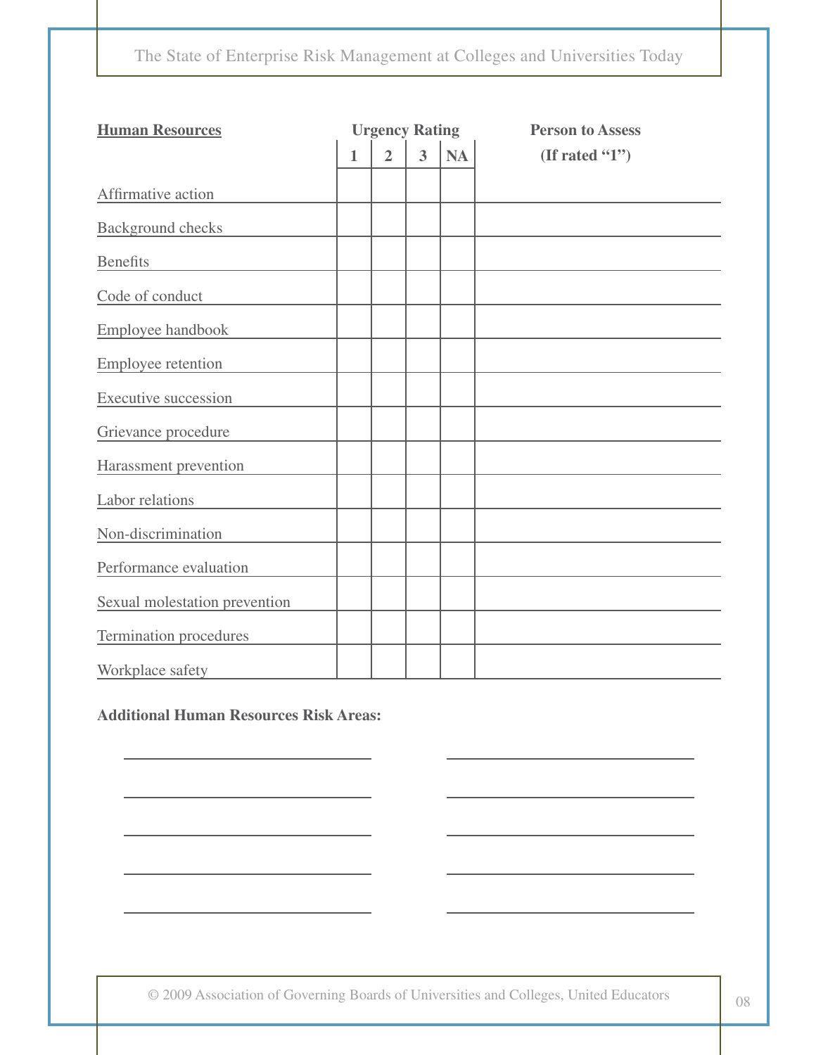| **Human Resources** | **Urgency Rating** | | | | **Person to Assess (If rated "1")** |
|---|---|---|---|---|---|
| | **1** | **2** | **3** | **NA** | |
| Affirmative action | | | | | |
| Background checks | | | | | |
| Benefits | | | | | |
| Code of conduct | | | | | |
| Employee handbook | | | | | |
| Employee retention | | | | | |
| Executive succession | | | | | |
| Grievance procedure | | | | | |
| Harassment prevention | | | | | |
| Labor relations | | | | | |
| Non-discrimination | | | | | |
| Performance evaluation | | | | | |
| Sexual molestation prevention | | | | | |
| Termination procedures | | | | | |
| Workplace safety | | | | | |

**Additional Human Resources Risk Areas:**

______________________________ ______________________________

______________________________ ______________________________

______________________________ ______________________________

______________________________ ______________________________

______________________________ ______________________________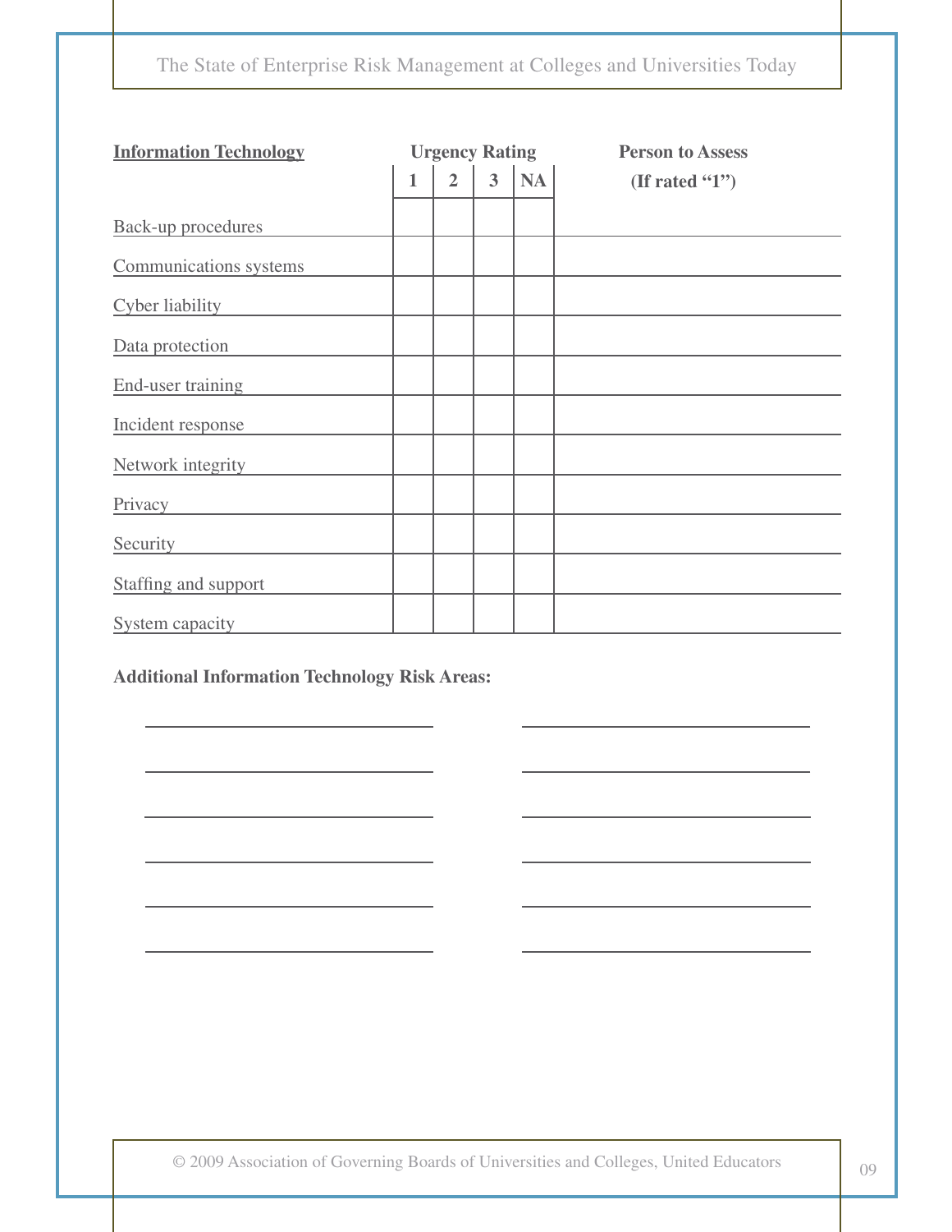| **Information Technology** | **Urgency Rating** | | | | **Person to Assess (If rated "1")** |
|---|---|---|---|---|---|
| | **1** | **2** | **3** | **NA** | |
| Back-up procedures | | | | | |
| Communications systems | | | | | |
| Cyber liability | | | | | |
| Data protection | | | | | |
| End-user training | | | | | |
| Incident response | | | | | |
| Network integrity | | | | | |
| Privacy | | | | | |
| Security | | | | | |
| Staffing and support | | | | | |
| System capacity | | | | | |

**Additional Information Technology Risk Areas:**

______________________________ ______________________________

______________________________ ______________________________

______________________________ ______________________________

______________________________ ______________________________

______________________________ ______________________________

______________________________ ______________________________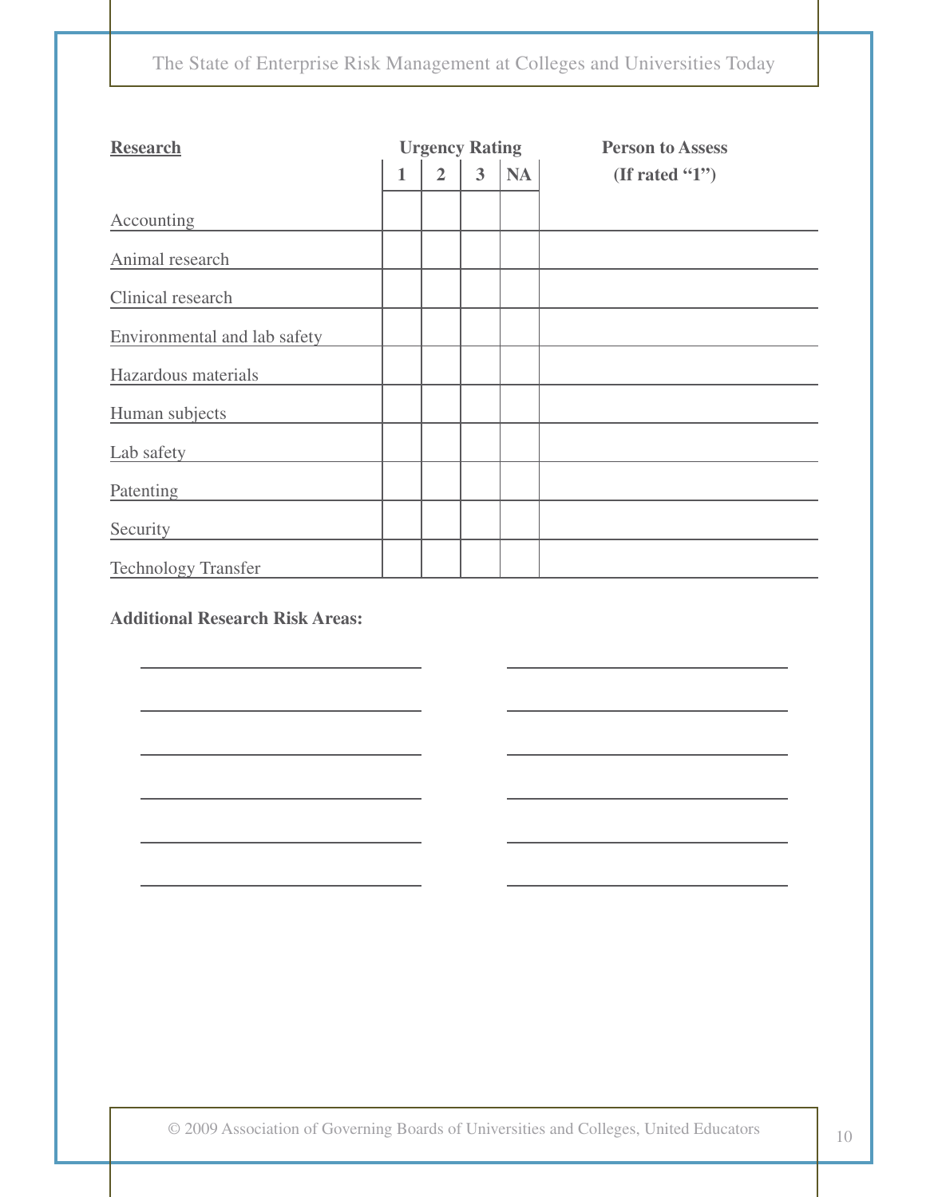| **Research** | **Urgency Rating** | | | | **Person to Assess (If rated "1")** |
|---|---|---|---|---|---|
| | **1** | **2** | **3** | **NA** | |
| Accounting | | | | | |
| Animal research | | | | | |
| Clinical research | | | | | |
| Environmental and lab safety | | | | | |
| Hazardous materials | | | | | |
| Human subjects | | | | | |
| Lab safety | | | | | |
| Patenting | | | | | |
| Security | | | | | |
| Technology Transfer | | | | | |

**Additional Research Risk Areas:**

______________________________ ______________________________

______________________________ ______________________________

______________________________ ______________________________

______________________________ ______________________________

______________________________ ______________________________

______________________________ ______________________________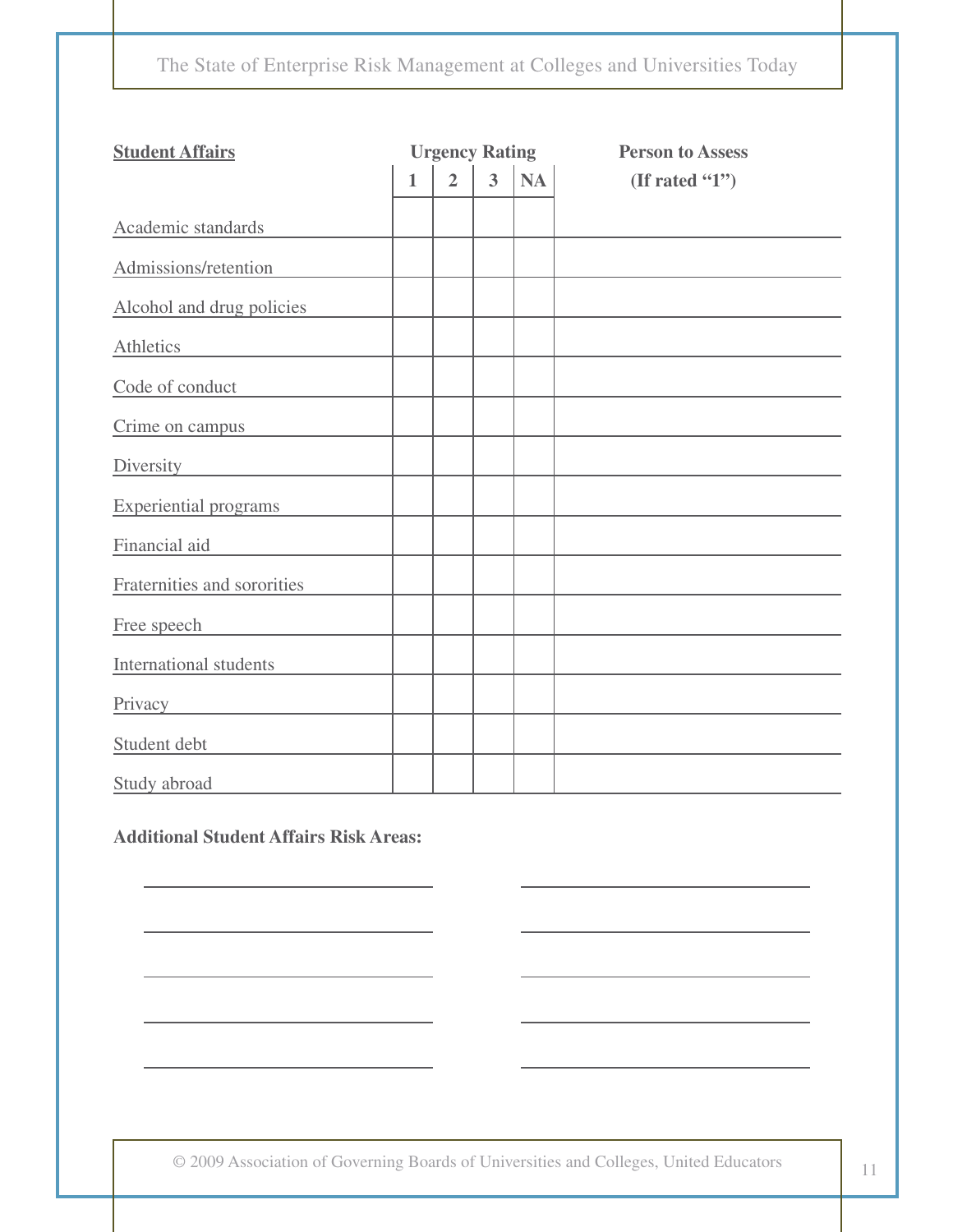| **Student Affairs** | **Urgency Rating** | | | | **Person to Assess** |
|---|---|---|---|---|---|
| | **1** | **2** | **3** | **NA** | **(If rated "1")** |
| Academic standards | | | | | |
| Admissions/retention | | | | | |
| Alcohol and drug policies | | | | | |
| Athletics | | | | | |
| Code of conduct | | | | | |
| Crime on campus | | | | | |
| Diversity | | | | | |
| Experiential programs | | | | | |
| Financial aid | | | | | |
| Fraternities and sororities | | | | | |
| Free speech | | | | | |
| International students | | | | | |
| Privacy | | | | | |
| Student debt | | | | | |
| Study abroad | | | | | |

**Additional Student Affairs Risk Areas:**

______________________________ ______________________________

______________________________ ______________________________

______________________________ ______________________________

______________________________ ______________________________

______________________________ ______________________________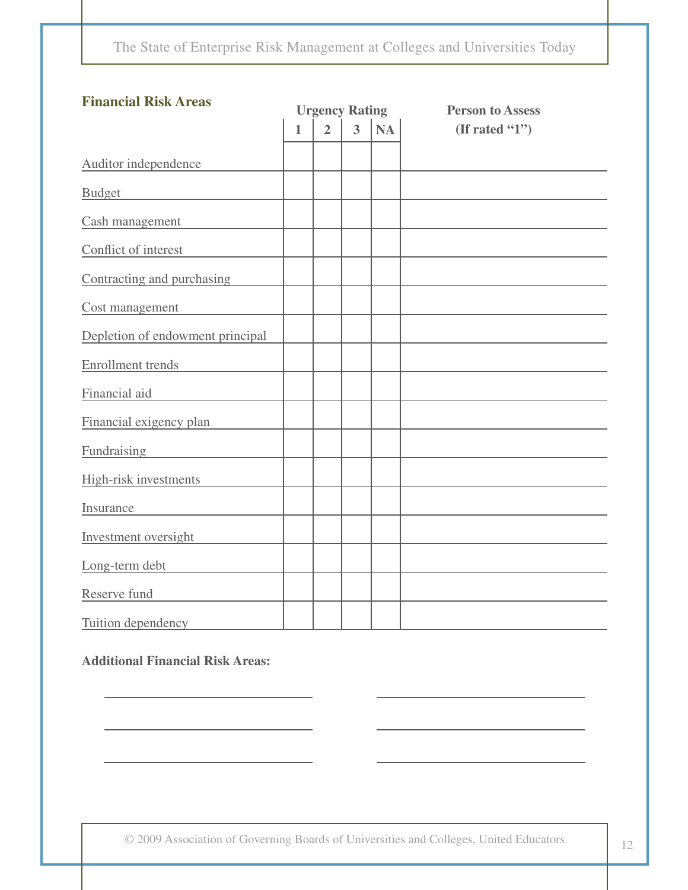## Financial Risk Areas

| | Urgency Rating | | | | Person to Assess (If rated "1") |
|---|---|---|---|---|---|
| | 1 | 2 | 3 | NA | |
| Auditor independence | | | | | |
| Budget | | | | | |
| Cash management | | | | | |
| Conflict of interest | | | | | |
| Contracting and purchasing | | | | | |
| Cost management | | | | | |
| Depletion of endowment principal | | | | | |
| Enrollment trends | | | | | |
| Financial aid | | | | | |
| Financial exigency plan | | | | | |
| Fundraising | | | | | |
| High-risk investments | | | | | |
| Insurance | | | | | |
| Investment oversight | | | | | |
| Long-term debt | | | | | |
| Reserve fund | | | | | |
| Tuition dependency | | | | | |

**Additional Financial Risk Areas:**

______________________________ ______________________________

______________________________ ______________________________

______________________________ ______________________________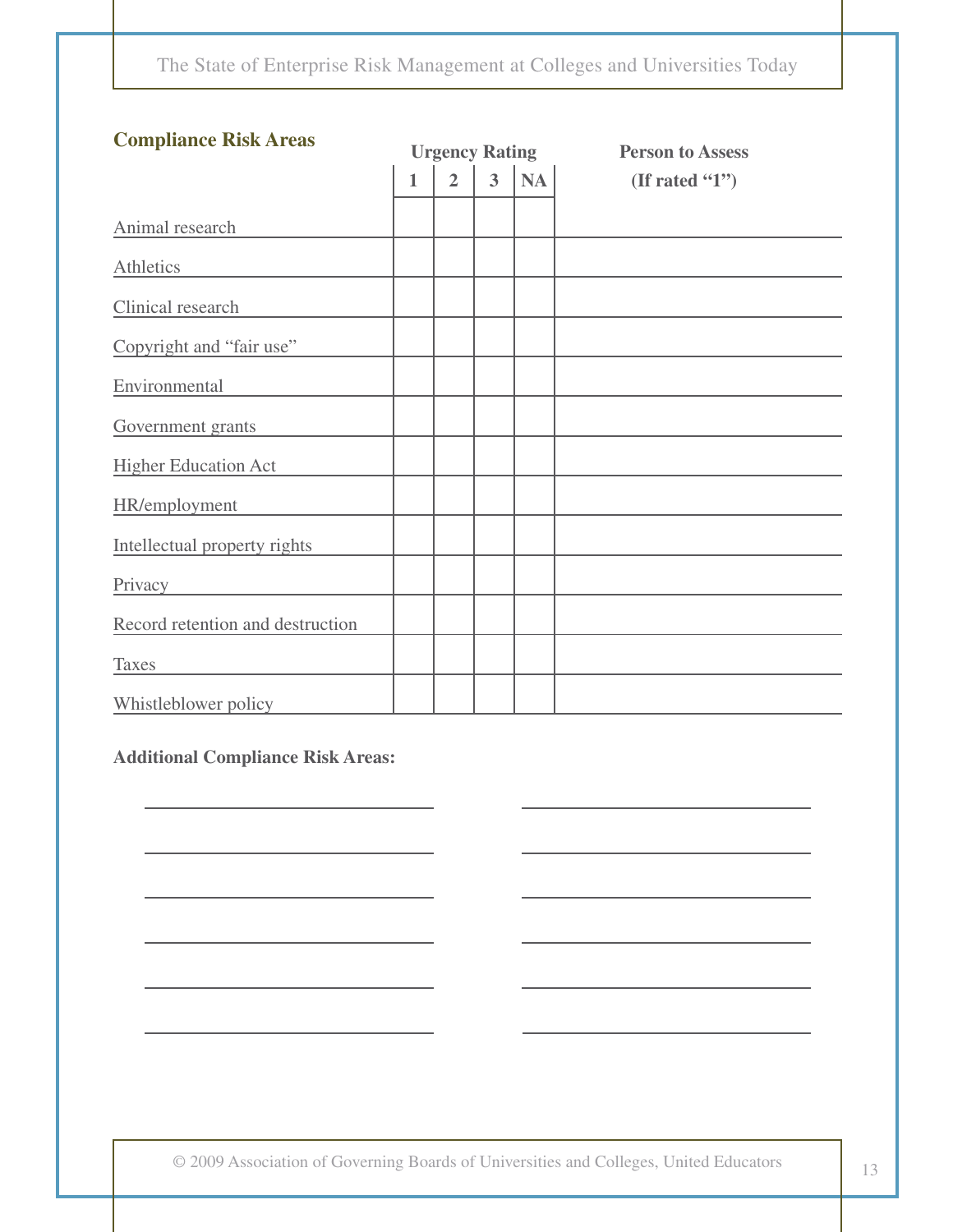## Compliance Risk Areas

| | Urgency Rating | | | | Person to Assess |
|---|---|---|---|---|---|
| | 1 | 2 | 3 | NA | (If rated "1") |
| Animal research | | | | | |
| Athletics | | | | | |
| Clinical research | | | | | |
| Copyright and "fair use" | | | | | |
| Environmental | | | | | |
| Government grants | | | | | |
| Higher Education Act | | | | | |
| HR/employment | | | | | |
| Intellectual property rights | | | | | |
| Privacy | | | | | |
| Record retention and destruction | | | | | |
| Taxes | | | | | |
| Whistleblower policy | | | | | |

**Additional Compliance Risk Areas:**

______________________________ ______________________________

______________________________ ______________________________

______________________________ ______________________________

______________________________ ______________________________

______________________________ ______________________________

______________________________ ______________________________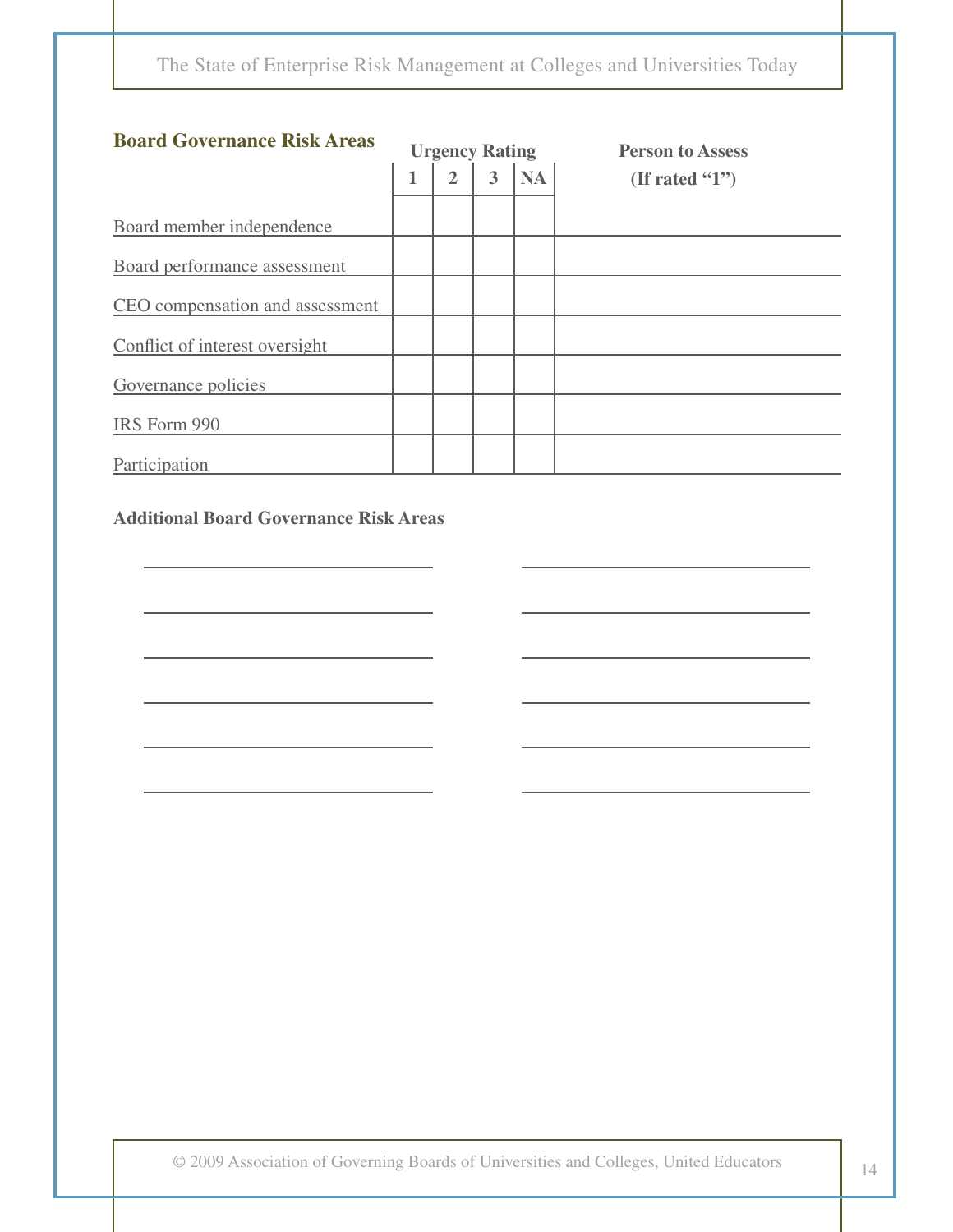## Board Governance Risk Areas

| Board Governance Risk Areas | Urgency Rating | | | | Person to Assess (If rated "1") |
|---|---|---|---|---|---|
| | 1 | 2 | 3 | NA | |
| Board member independence | | | | | |
| Board performance assessment | | | | | |
| CEO compensation and assessment | | | | | |
| Conflict of interest oversight | | | | | |
| Governance policies | | | | | |
| IRS Form 990 | | | | | |
| Participation | | | | | |

**Additional Board Governance Risk Areas**

______________________________ ______________________________

______________________________ ______________________________

______________________________ ______________________________

______________________________ ______________________________

______________________________ ______________________________

______________________________ ______________________________

© 2009 Association of Governing Boards of Universities and Colleges, United Educators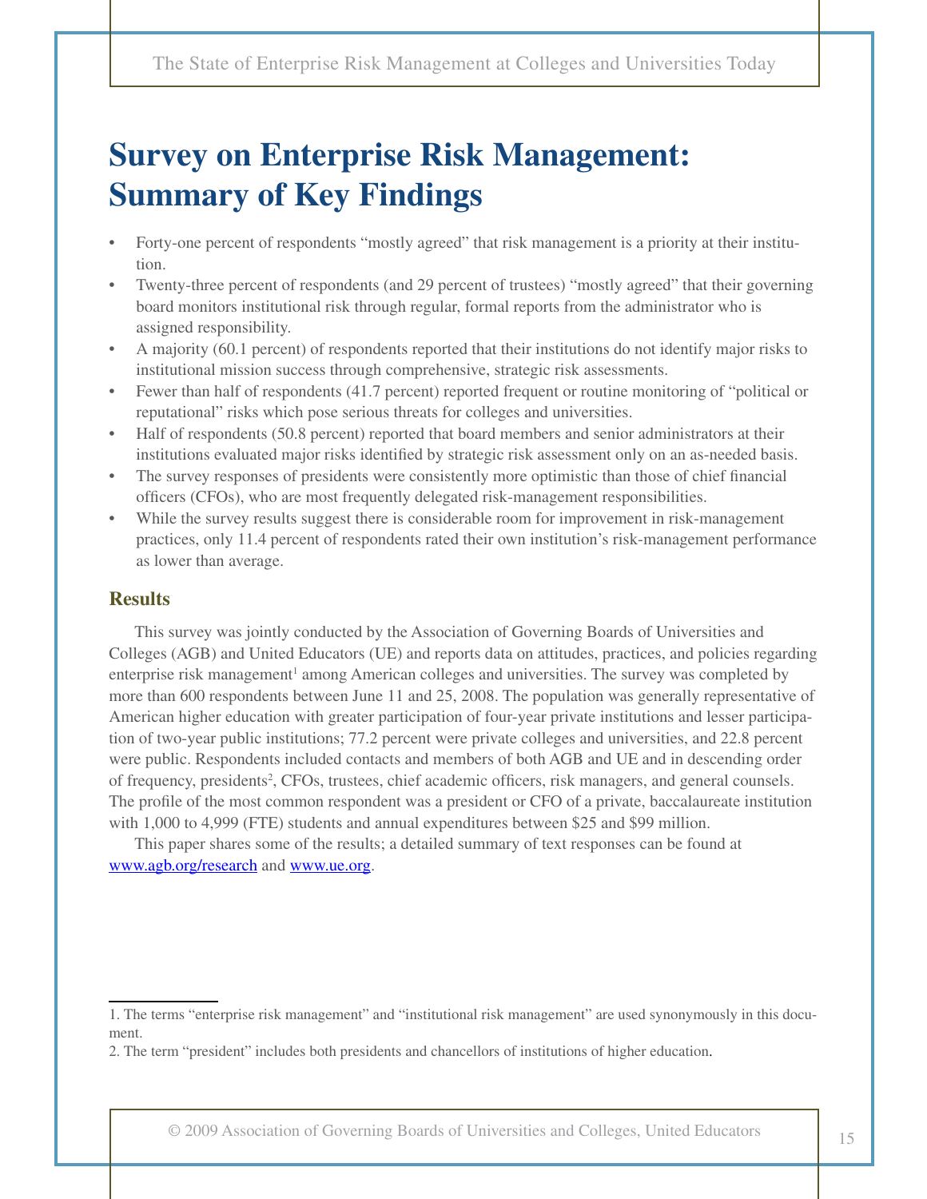# Survey on Enterprise Risk Management: Summary of Key Findings

- Forty-one percent of respondents "mostly agreed" that risk management is a priority at their institution.
- Twenty-three percent of respondents (and 29 percent of trustees) "mostly agreed" that their governing board monitors institutional risk through regular, formal reports from the administrator who is assigned responsibility.
- A majority (60.1 percent) of respondents reported that their institutions do not identify major risks to institutional mission success through comprehensive, strategic risk assessments.
- Fewer than half of respondents (41.7 percent) reported frequent or routine monitoring of "political or reputational" risks which pose serious threats for colleges and universities.
- Half of respondents (50.8 percent) reported that board members and senior administrators at their institutions evaluated major risks identified by strategic risk assessment only on an as-needed basis.
- The survey responses of presidents were consistently more optimistic than those of chief financial officers (CFOs), who are most frequently delegated risk-management responsibilities.
- While the survey results suggest there is considerable room for improvement in risk-management practices, only 11.4 percent of respondents rated their own institution's risk-management performance as lower than average.

## Results

This survey was jointly conducted by the Association of Governing Boards of Universities and Colleges (AGB) and United Educators (UE) and reports data on attitudes, practices, and policies regarding enterprise risk management[1] among American colleges and universities. The survey was completed by more than 600 respondents between June 11 and 25, 2008. The population was generally representative of American higher education with greater participation of four-year private institutions and lesser participation of two-year public institutions; 77.2 percent were private colleges and universities, and 22.8 percent were public. Respondents included contacts and members of both AGB and UE and in descending order of frequency, presidents[2], CFOs, trustees, chief academic officers, risk managers, and general counsels. The profile of the most common respondent was a president or CFO of a private, baccalaureate institution with 1,000 to 4,999 (FTE) students and annual expenditures between $25 and $99 million.

This paper shares some of the results; a detailed summary of text responses can be found at www.agb.org/research and www.ue.org.

1. The terms "enterprise risk management" and "institutional risk management" are used synonymously in this document.

2. The term "president" includes both presidents and chancellors of institutions of higher education.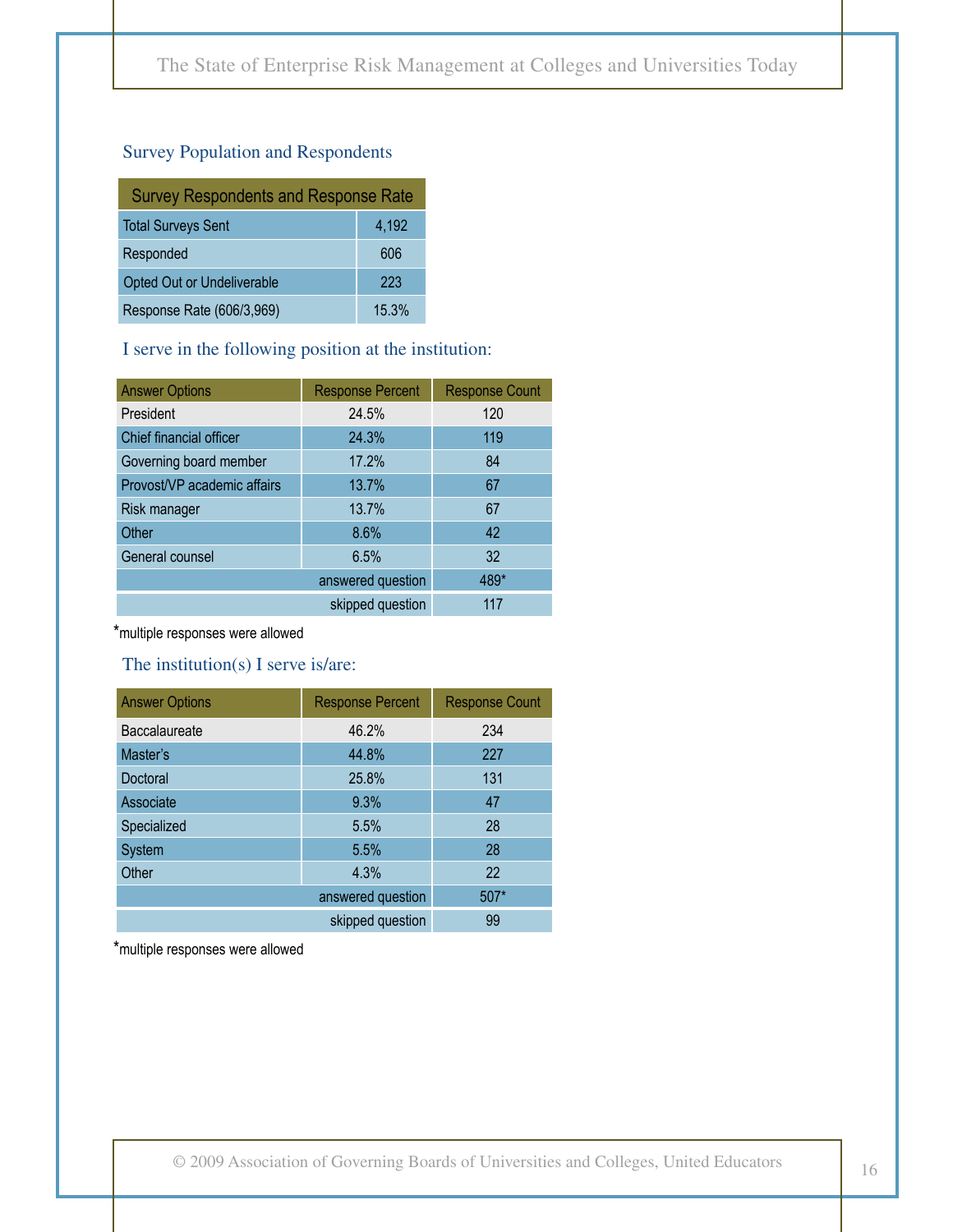## Survey Population and Respondents

| Survey Respondents and Response Rate | |
|---|---|
| Total Surveys Sent | 4,192 |
| Responded | 606 |
| Opted Out or Undeliverable | 223 |
| Response Rate (606/3,969) | 15.3% |

### I serve in the following position at the institution:

| Answer Options | Response Percent | Response Count |
|---|---|---|
| President | 24.5% | 120 |
| Chief financial officer | 24.3% | 119 |
| Governing board member | 17.2% | 84 |
| Provost/VP academic affairs | 13.7% | 67 |
| Risk manager | 13.7% | 67 |
| Other | 8.6% | 42 |
| General counsel | 6.5% | 32 |
| | answered question | 489* |
| | skipped question | 117 |

*multiple responses were allowed

### The institution(s) I serve is/are:

| Answer Options | Response Percent | Response Count |
|---|---|---|
| Baccalaureate | 46.2% | 234 |
| Master's | 44.8% | 227 |
| Doctoral | 25.8% | 131 |
| Associate | 9.3% | 47 |
| Specialized | 5.5% | 28 |
| System | 5.5% | 28 |
| Other | 4.3% | 22 |
| | answered question | 507* |
| | skipped question | 99 |

*multiple responses were allowed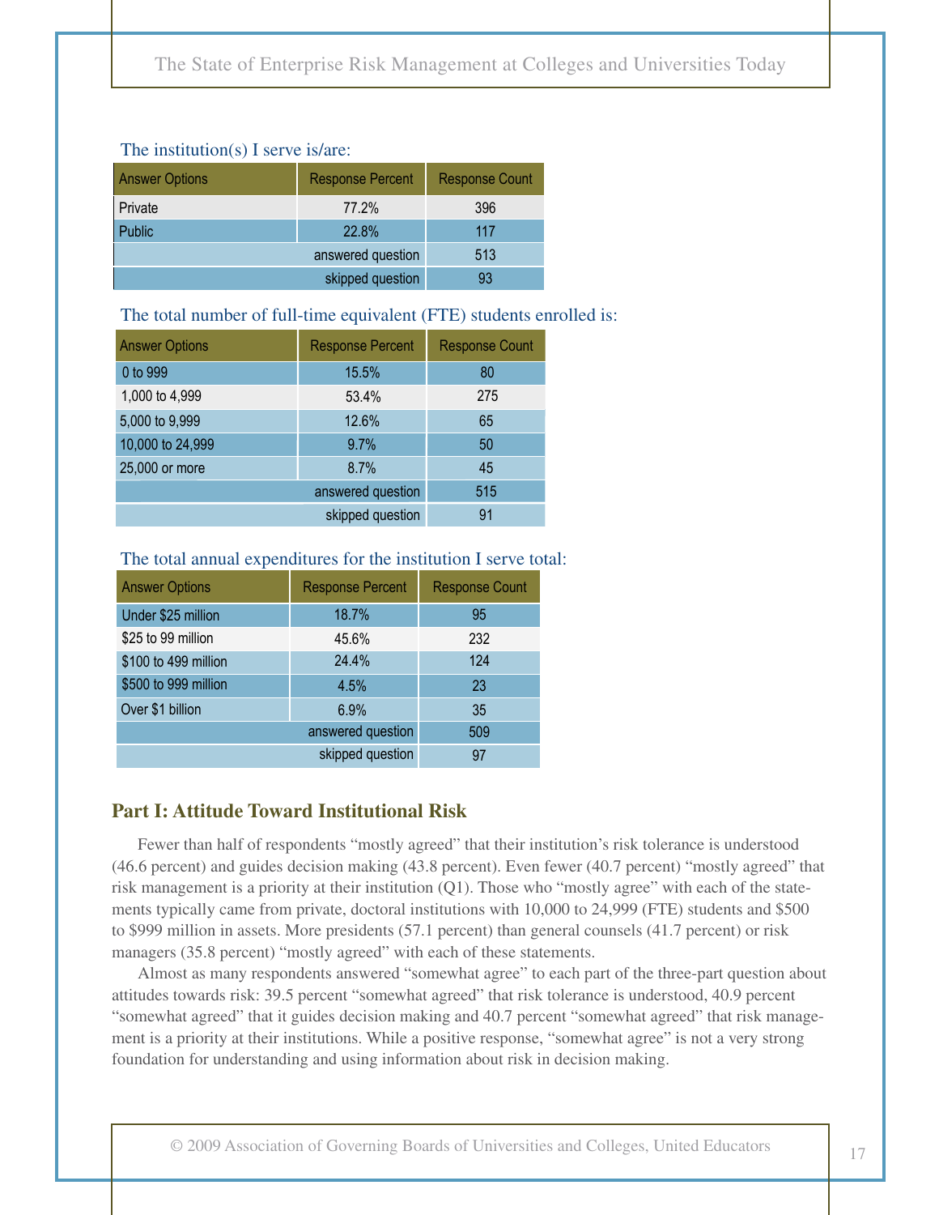The institution(s) I serve is/are:

| Answer Options | Response Percent | Response Count |
|---|---|---|
| Private | 77.2% | 396 |
| Public | 22.8% | 117 |
| | answered question | 513 |
| | skipped question | 93 |

The total number of full-time equivalent (FTE) students enrolled is:

| Answer Options | Response Percent | Response Count |
|---|---|---|
| 0 to 999 | 15.5% | 80 |
| 1,000 to 4,999 | 53.4% | 275 |
| 5,000 to 9,999 | 12.6% | 65 |
| 10,000 to 24,999 | 9.7% | 50 |
| 25,000 or more | 8.7% | 45 |
| | answered question | 515 |
| | skipped question | 91 |

The total annual expenditures for the institution I serve total:

| Answer Options | Response Percent | Response Count |
|---|---|---|
| Under $25 million | 18.7% | 95 |
| $25 to 99 million | 45.6% | 232 |
| $100 to 499 million | 24.4% | 124 |
| $500 to 999 million | 4.5% | 23 |
| Over $1 billion | 6.9% | 35 |
| | answered question | 509 |
| | skipped question | 97 |

## Part I: Attitude Toward Institutional Risk

Fewer than half of respondents "mostly agreed" that their institution's risk tolerance is understood (46.6 percent) and guides decision making (43.8 percent). Even fewer (40.7 percent) "mostly agreed" that risk management is a priority at their institution (Q1). Those who "mostly agree" with each of the statements typically came from private, doctoral institutions with 10,000 to 24,999 (FTE) students and $500 to $999 million in assets. More presidents (57.1 percent) than general counsels (41.7 percent) or risk managers (35.8 percent) "mostly agreed" with each of these statements.

Almost as many respondents answered "somewhat agree" to each part of the three-part question about attitudes towards risk: 39.5 percent "somewhat agreed" that risk tolerance is understood, 40.9 percent "somewhat agreed" that it guides decision making and 40.7 percent "somewhat agreed" that risk management is a priority at their institutions. While a positive response, "somewhat agree" is not a very strong foundation for understanding and using information about risk in decision making.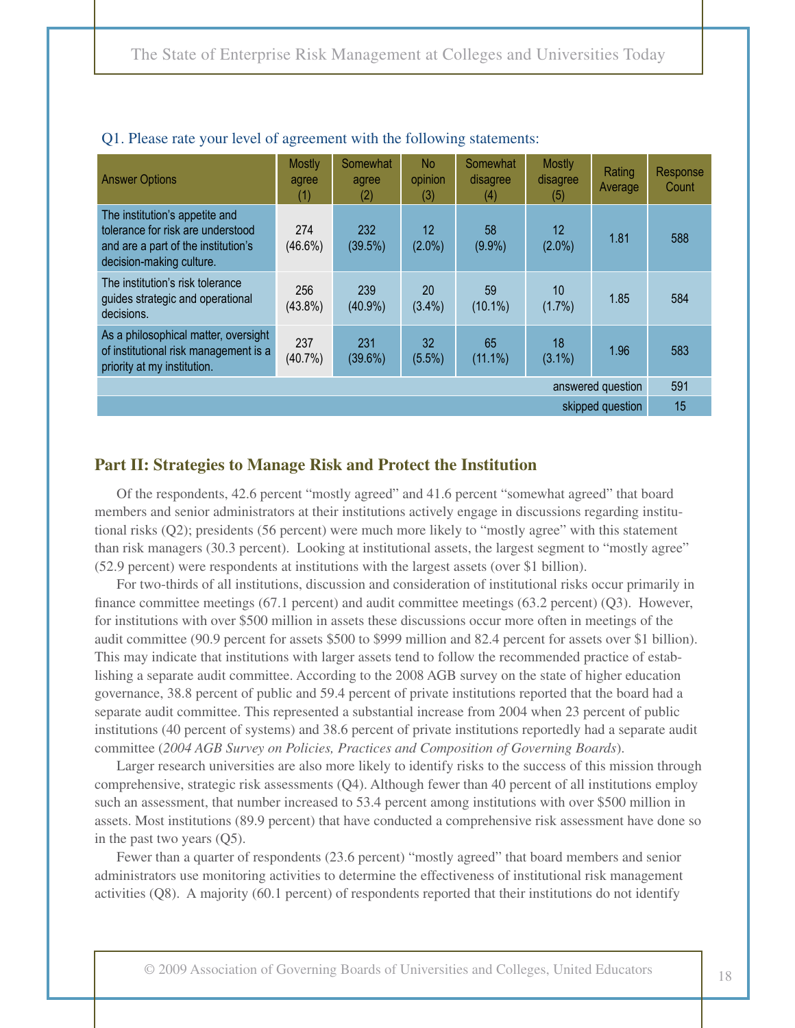Q1. Please rate your level of agreement with the following statements:

| Answer Options | Mostly agree (1) | Somewhat agree (2) | No opinion (3) | Somewhat disagree (4) | Mostly disagree (5) | Rating Average | Response Count |
|---|---|---|---|---|---|---|---|
| The institution's appetite and tolerance for risk are understood and are a part of the institution's decision-making culture. | 274 (46.6%) | 232 (39.5%) | 12 (2.0%) | 58 (9.9%) | 12 (2.0%) | 1.81 | 588 |
| The institution's risk tolerance guides strategic and operational decisions. | 256 (43.8%) | 239 (40.9%) | 20 (3.4%) | 59 (10.1%) | 10 (1.7%) | 1.85 | 584 |
| As a philosophical matter, oversight of institutional risk management is a priority at my institution. | 237 (40.7%) | 231 (39.6%) | 32 (5.5%) | 65 (11.1%) | 18 (3.1%) | 1.96 | 583 |
| | | | | | | answered question | 591 |
| | | | | | | skipped question | 15 |

## Part II: Strategies to Manage Risk and Protect the Institution

Of the respondents, 42.6 percent "mostly agreed" and 41.6 percent "somewhat agreed" that board members and senior administrators at their institutions actively engage in discussions regarding institutional risks (Q2); presidents (56 percent) were much more likely to "mostly agree" with this statement than risk managers (30.3 percent). Looking at institutional assets, the largest segment to "mostly agree" (52.9 percent) were respondents at institutions with the largest assets (over $1 billion).

For two-thirds of all institutions, discussion and consideration of institutional risks occur primarily in finance committee meetings (67.1 percent) and audit committee meetings (63.2 percent) (Q3). However, for institutions with over $500 million in assets these discussions occur more often in meetings of the audit committee (90.9 percent for assets $500 to $999 million and 82.4 percent for assets over $1 billion). This may indicate that institutions with larger assets tend to follow the recommended practice of establishing a separate audit committee. According to the 2008 AGB survey on the state of higher education governance, 38.8 percent of public and 59.4 percent of private institutions reported that the board had a separate audit committee. This represented a substantial increase from 2004 when 23 percent of public institutions (40 percent of systems) and 38.6 percent of private institutions reportedly had a separate audit committee (*2004 AGB Survey on Policies, Practices and Composition of Governing Boards*).

Larger research universities are also more likely to identify risks to the success of this mission through comprehensive, strategic risk assessments (Q4). Although fewer than 40 percent of all institutions employ such an assessment, that number increased to 53.4 percent among institutions with over $500 million in assets. Most institutions (89.9 percent) that have conducted a comprehensive risk assessment have done so in the past two years (Q5).

Fewer than a quarter of respondents (23.6 percent) "mostly agreed" that board members and senior administrators use monitoring activities to determine the effectiveness of institutional risk management activities (Q8). A majority (60.1 percent) of respondents reported that their institutions do not identify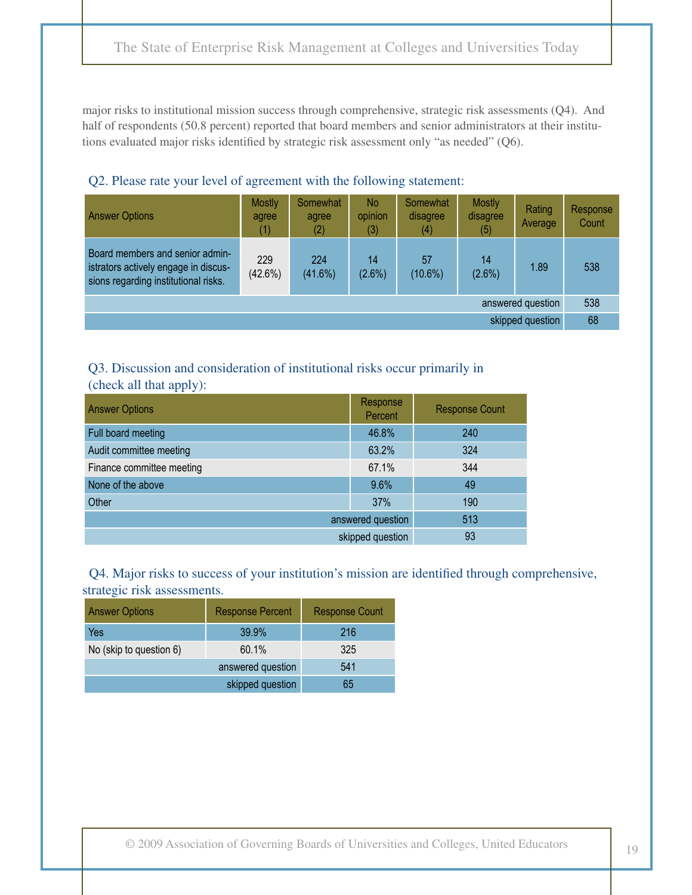major risks to institutional mission success through comprehensive, strategic risk assessments (Q4). And half of respondents (50.8 percent) reported that board members and senior administrators at their institutions evaluated major risks identified by strategic risk assessment only "as needed" (Q6).

Q2. Please rate your level of agreement with the following statement:

| Answer Options | Mostly agree (1) | Somewhat agree (2) | No opinion (3) | Somewhat disagree (4) | Mostly disagree (5) | Rating Average | Response Count |
|---|---|---|---|---|---|---|---|
| Board members and senior administrators actively engage in discussions regarding institutional risks. | 229 (42.6%) | 224 (41.6%) | 14 (2.6%) | 57 (10.6%) | 14 (2.6%) | 1.89 | 538 |
| | | | | | | answered question | 538 |
| | | | | | | skipped question | 68 |

Q3. Discussion and consideration of institutional risks occur primarily in (check all that apply):

| Answer Options | Response Percent | Response Count |
|---|---|---|
| Full board meeting | 46.8% | 240 |
| Audit committee meeting | 63.2% | 324 |
| Finance committee meeting | 67.1% | 344 |
| None of the above | 9.6% | 49 |
| Other | 37% | 190 |
| | answered question | 513 |
| | skipped question | 93 |

Q4. Major risks to success of your institution's mission are identified through comprehensive, strategic risk assessments.

| Answer Options | Response Percent | Response Count |
|---|---|---|
| Yes | 39.9% | 216 |
| No (skip to question 6) | 60.1% | 325 |
| | answered question | 541 |
| | skipped question | 65 |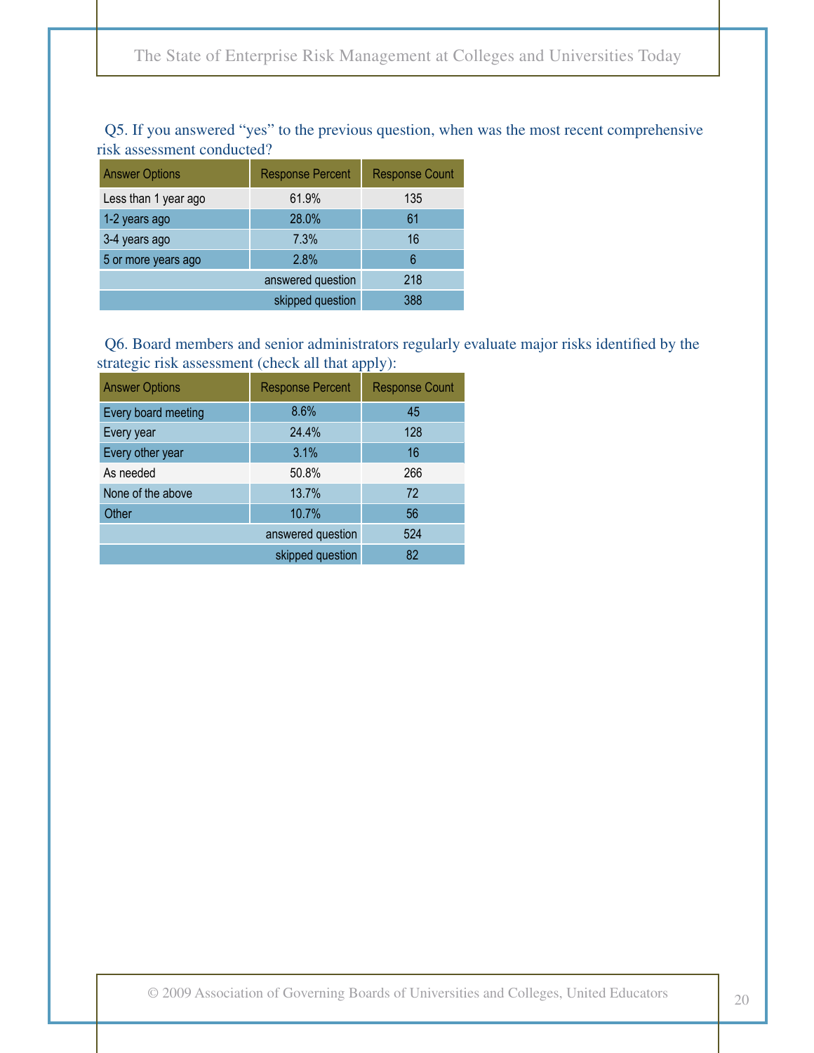Q5. If you answered “yes” to the previous question, when was the most recent comprehensive risk assessment conducted?

| Answer Options | Response Percent | Response Count |
|---|---|---|
| Less than 1 year ago | 61.9% | 135 |
| 1-2 years ago | 28.0% | 61 |
| 3-4 years ago | 7.3% | 16 |
| 5 or more years ago | 2.8% | 6 |
| | answered question | 218 |
| | skipped question | 388 |

Q6. Board members and senior administrators regularly evaluate major risks identified by the strategic risk assessment (check all that apply):

| Answer Options | Response Percent | Response Count |
|---|---|---|
| Every board meeting | 8.6% | 45 |
| Every year | 24.4% | 128 |
| Every other year | 3.1% | 16 |
| As needed | 50.8% | 266 |
| None of the above | 13.7% | 72 |
| Other | 10.7% | 56 |
| | answered question | 524 |
| | skipped question | 82 |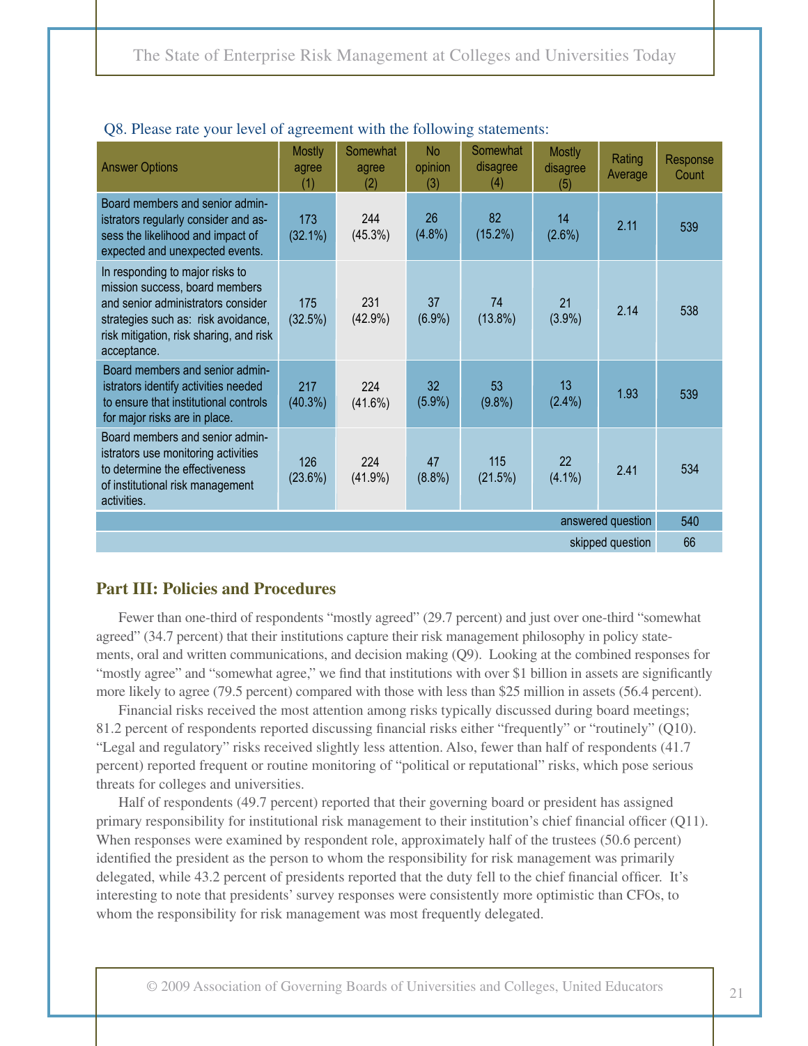Q8. Please rate your level of agreement with the following statements:

| Answer Options | Mostly agree (1) | Somewhat agree (2) | No opinion (3) | Somewhat disagree (4) | Mostly disagree (5) | Rating Average | Response Count |
|---|---|---|---|---|---|---|---|
| Board members and senior administrators regularly consider and assess the likelihood and impact of expected and unexpected events. | 173 (32.1%) | 244 (45.3%) | 26 (4.8%) | 82 (15.2%) | 14 (2.6%) | 2.11 | 539 |
| In responding to major risks to mission success, board members and senior administrators consider strategies such as: risk avoidance, risk mitigation, risk sharing, and risk acceptance. | 175 (32.5%) | 231 (42.9%) | 37 (6.9%) | 74 (13.8%) | 21 (3.9%) | 2.14 | 538 |
| Board members and senior administrators identify activities needed to ensure that institutional controls for major risks are in place. | 217 (40.3%) | 224 (41.6%) | 32 (5.9%) | 53 (9.8%) | 13 (2.4%) | 1.93 | 539 |
| Board members and senior administrators use monitoring activities to determine the effectiveness of institutional risk management activities. | 126 (23.6%) | 224 (41.9%) | 47 (8.8%) | 115 (21.5%) | 22 (4.1%) | 2.41 | 534 |
| | | | | | | answered question | 540 |
| | | | | | | skipped question | 66 |

## Part III: Policies and Procedures

Fewer than one-third of respondents “mostly agreed” (29.7 percent) and just over one-third “somewhat agreed” (34.7 percent) that their institutions capture their risk management philosophy in policy statements, oral and written communications, and decision making (Q9). Looking at the combined responses for “mostly agree” and “somewhat agree,” we find that institutions with over $1 billion in assets are significantly more likely to agree (79.5 percent) compared with those with less than $25 million in assets (56.4 percent).

Financial risks received the most attention among risks typically discussed during board meetings; 81.2 percent of respondents reported discussing financial risks either “frequently” or “routinely” (Q10). “Legal and regulatory” risks received slightly less attention. Also, fewer than half of respondents (41.7 percent) reported frequent or routine monitoring of “political or reputational” risks, which pose serious threats for colleges and universities.

Half of respondents (49.7 percent) reported that their governing board or president has assigned primary responsibility for institutional risk management to their institution’s chief financial officer (Q11). When responses were examined by respondent role, approximately half of the trustees (50.6 percent) identified the president as the person to whom the responsibility for risk management was primarily delegated, while 43.2 percent of presidents reported that the duty fell to the chief financial officer. It’s interesting to note that presidents’ survey responses were consistently more optimistic than CFOs, to whom the responsibility for risk management was most frequently delegated.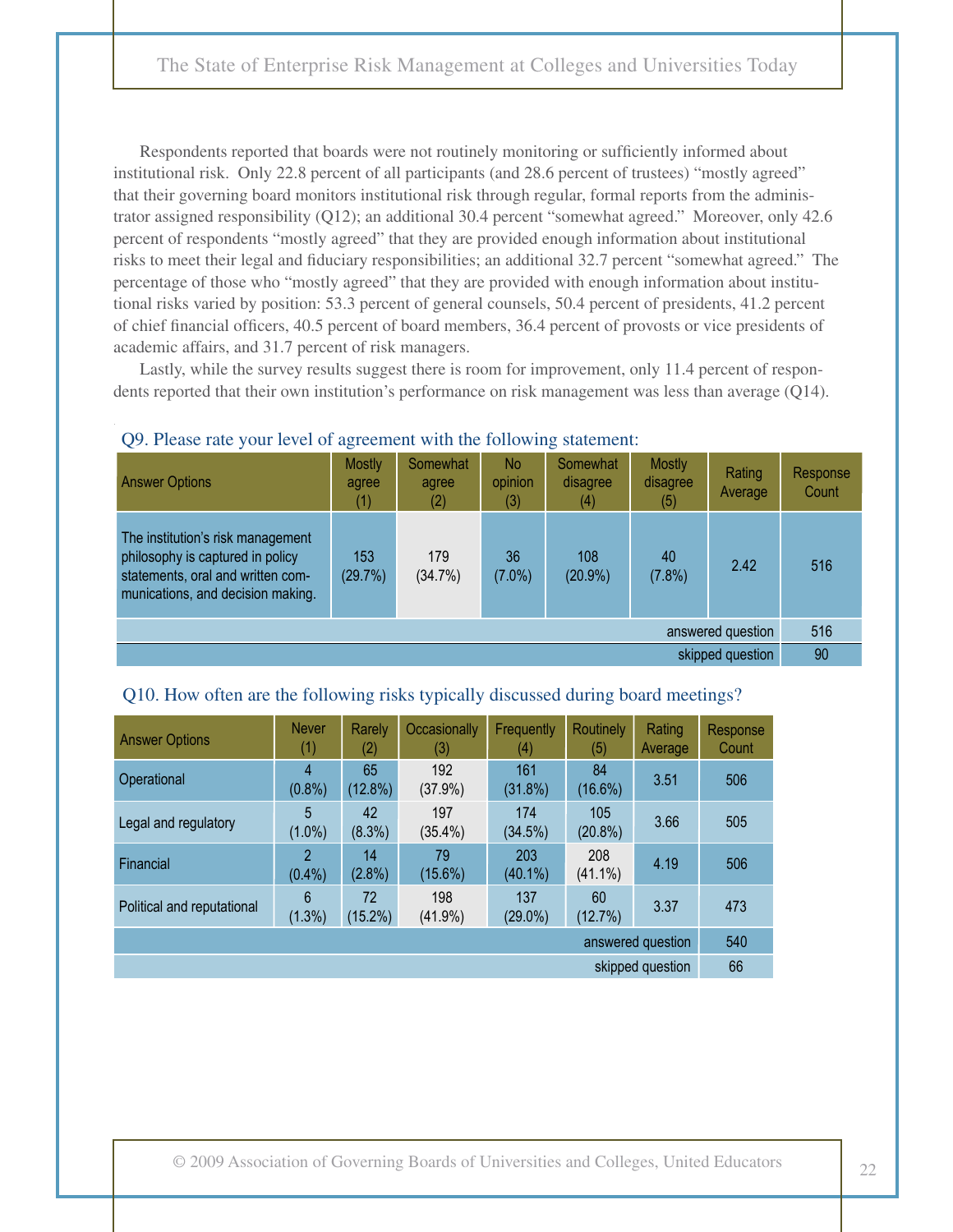Respondents reported that boards were not routinely monitoring or sufficiently informed about institutional risk. Only 22.8 percent of all participants (and 28.6 percent of trustees) "mostly agreed" that their governing board monitors institutional risk through regular, formal reports from the administrator assigned responsibility (Q12); an additional 30.4 percent "somewhat agreed." Moreover, only 42.6 percent of respondents "mostly agreed" that they are provided enough information about institutional risks to meet their legal and fiduciary responsibilities; an additional 32.7 percent "somewhat agreed." The percentage of those who "mostly agreed" that they are provided with enough information about institutional risks varied by position: 53.3 percent of general counsels, 50.4 percent of presidents, 41.2 percent of chief financial officers, 40.5 percent of board members, 36.4 percent of provosts or vice presidents of academic affairs, and 31.7 percent of risk managers.

Lastly, while the survey results suggest there is room for improvement, only 11.4 percent of respondents reported that their own institution's performance on risk management was less than average (Q14).

### Q9. Please rate your level of agreement with the following statement:

| Answer Options | Mostly agree (1) | Somewhat agree (2) | No opinion (3) | Somewhat disagree (4) | Mostly disagree (5) | Rating Average | Response Count |
|---|---|---|---|---|---|---|---|
| The institution's risk management philosophy is captured in policy statements, oral and written communications, and decision making. | 153 (29.7%) | 179 (34.7%) | 36 (7.0%) | 108 (20.9%) | 40 (7.8%) | 2.42 | 516 |
| | | | | | | answered question | 516 |
| | | | | | | skipped question | 90 |

### Q10. How often are the following risks typically discussed during board meetings?

| Answer Options | Never (1) | Rarely (2) | Occasionally (3) | Frequently (4) | Routinely (5) | Rating Average | Response Count |
|---|---|---|---|---|---|---|---|
| Operational | 4 (0.8%) | 65 (12.8%) | 192 (37.9%) | 161 (31.8%) | 84 (16.6%) | 3.51 | 506 |
| Legal and regulatory | 5 (1.0%) | 42 (8.3%) | 197 (35.4%) | 174 (34.5%) | 105 (20.8%) | 3.66 | 505 |
| Financial | 2 (0.4%) | 14 (2.8%) | 79 (15.6%) | 203 (40.1%) | 208 (41.1%) | 4.19 | 506 |
| Political and reputational | 6 (1.3%) | 72 (15.2%) | 198 (41.9%) | 137 (29.0%) | 60 (12.7%) | 3.37 | 473 |
| | | | | | | answered question | 540 |
| | | | | | | skipped question | 66 |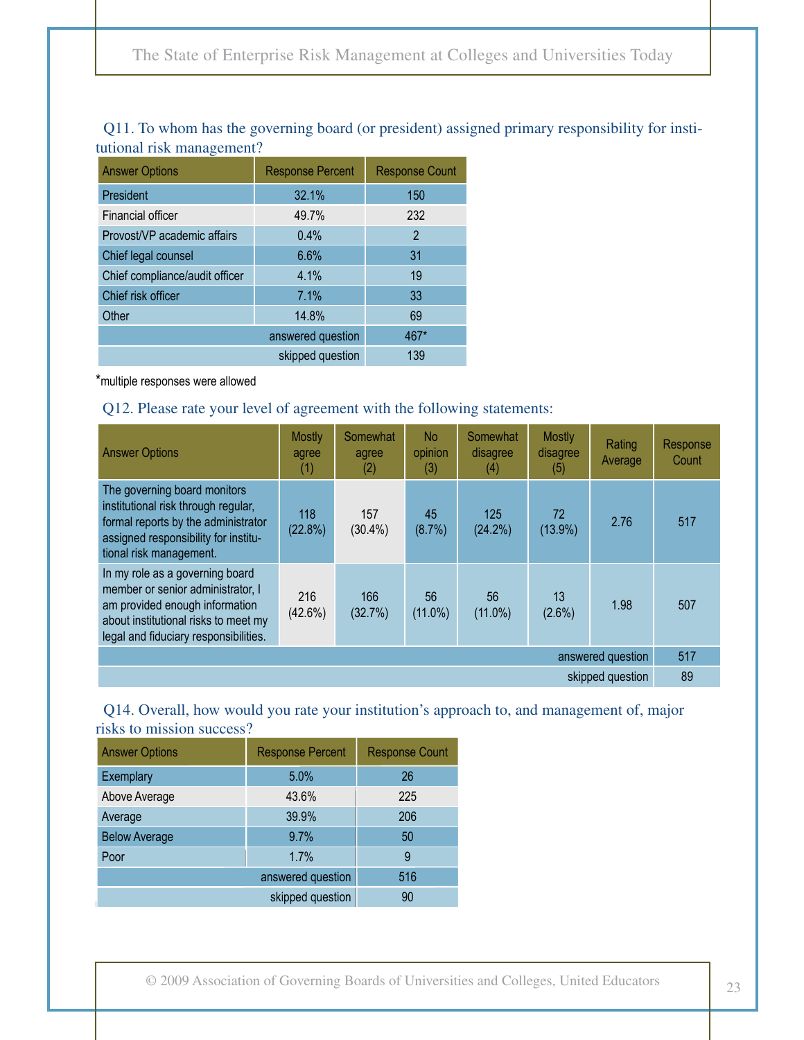Q11. To whom has the governing board (or president) assigned primary responsibility for institutional risk management?

| Answer Options | Response Percent | Response Count |
|---|---|---|
| President | 32.1% | 150 |
| Financial officer | 49.7% | 232 |
| Provost/VP academic affairs | 0.4% | 2 |
| Chief legal counsel | 6.6% | 31 |
| Chief compliance/audit officer | 4.1% | 19 |
| Chief risk officer | 7.1% | 33 |
| Other | 14.8% | 69 |
| | answered question | 467* |
| | skipped question | 139 |

*multiple responses were allowed

Q12. Please rate your level of agreement with the following statements:

| Answer Options | Mostly agree (1) | Somewhat agree (2) | No opinion (3) | Somewhat disagree (4) | Mostly disagree (5) | Rating Average | Response Count |
|---|---|---|---|---|---|---|---|
| The governing board monitors institutional risk through regular, formal reports by the administrator assigned responsibility for institutional risk management. | 118 (22.8%) | 157 (30.4%) | 45 (8.7%) | 125 (24.2%) | 72 (13.9%) | 2.76 | 517 |
| In my role as a governing board member or senior administrator, I am provided enough information about institutional risks to meet my legal and fiduciary responsibilities. | 216 (42.6%) | 166 (32.7%) | 56 (11.0%) | 56 (11.0%) | 13 (2.6%) | 1.98 | 507 |
| | | | | | | answered question | 517 |
| | | | | | | skipped question | 89 |

Q14. Overall, how would you rate your institution's approach to, and management of, major risks to mission success?

| Answer Options | Response Percent | Response Count |
|---|---|---|
| Exemplary | 5.0% | 26 |
| Above Average | 43.6% | 225 |
| Average | 39.9% | 206 |
| Below Average | 9.7% | 50 |
| Poor | 1.7% | 9 |
| | answered question | 516 |
| | skipped question | 90 |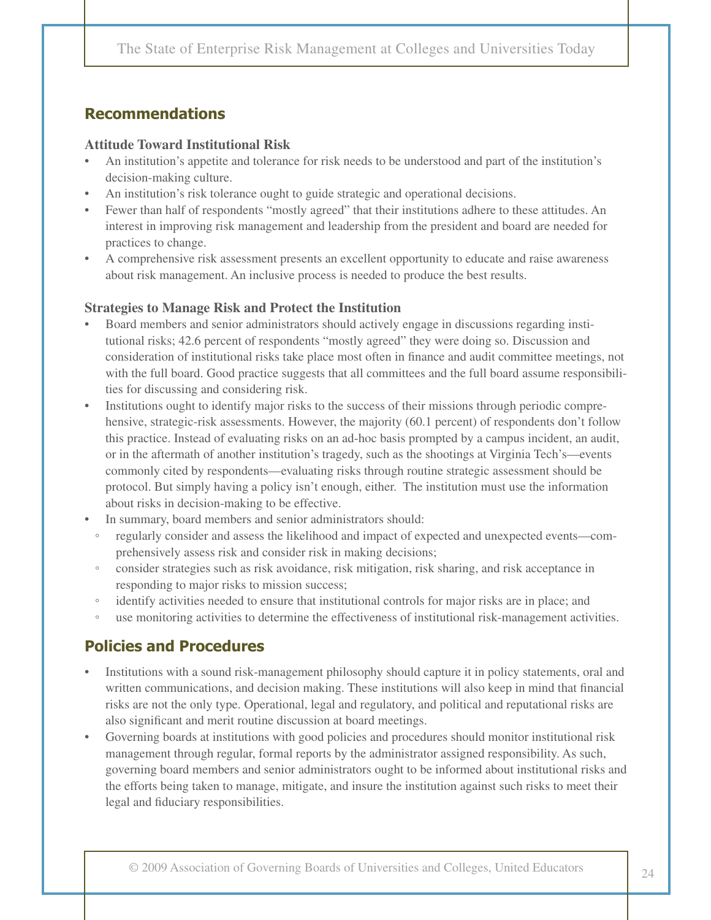## Recommendations

### Attitude Toward Institutional Risk

- An institution's appetite and tolerance for risk needs to be understood and part of the institution's decision-making culture.
- An institution's risk tolerance ought to guide strategic and operational decisions.
- Fewer than half of respondents "mostly agreed" that their institutions adhere to these attitudes. An interest in improving risk management and leadership from the president and board are needed for practices to change.
- A comprehensive risk assessment presents an excellent opportunity to educate and raise awareness about risk management. An inclusive process is needed to produce the best results.

### Strategies to Manage Risk and Protect the Institution

- Board members and senior administrators should actively engage in discussions regarding institutional risks; 42.6 percent of respondents "mostly agreed" they were doing so. Discussion and consideration of institutional risks take place most often in finance and audit committee meetings, not with the full board. Good practice suggests that all committees and the full board assume responsibilities for discussing and considering risk.
- Institutions ought to identify major risks to the success of their missions through periodic comprehensive, strategic-risk assessments. However, the majority (60.1 percent) of respondents don't follow this practice. Instead of evaluating risks on an ad-hoc basis prompted by a campus incident, an audit, or in the aftermath of another institution's tragedy, such as the shootings at Virginia Tech's—events commonly cited by respondents—evaluating risks through routine strategic assessment should be protocol. But simply having a policy isn't enough, either. The institution must use the information about risks in decision-making to be effective.
- In summary, board members and senior administrators should:
  - regularly consider and assess the likelihood and impact of expected and unexpected events—comprehensively assess risk and consider risk in making decisions;
  - consider strategies such as risk avoidance, risk mitigation, risk sharing, and risk acceptance in responding to major risks to mission success;
  - identify activities needed to ensure that institutional controls for major risks are in place; and
  - use monitoring activities to determine the effectiveness of institutional risk-management activities.

## Policies and Procedures

- Institutions with a sound risk-management philosophy should capture it in policy statements, oral and written communications, and decision making. These institutions will also keep in mind that financial risks are not the only type. Operational, legal and regulatory, and political and reputational risks are also significant and merit routine discussion at board meetings.
- Governing boards at institutions with good policies and procedures should monitor institutional risk management through regular, formal reports by the administrator assigned responsibility. As such, governing board members and senior administrators ought to be informed about institutional risks and the efforts being taken to manage, mitigate, and insure the institution against such risks to meet their legal and fiduciary responsibilities.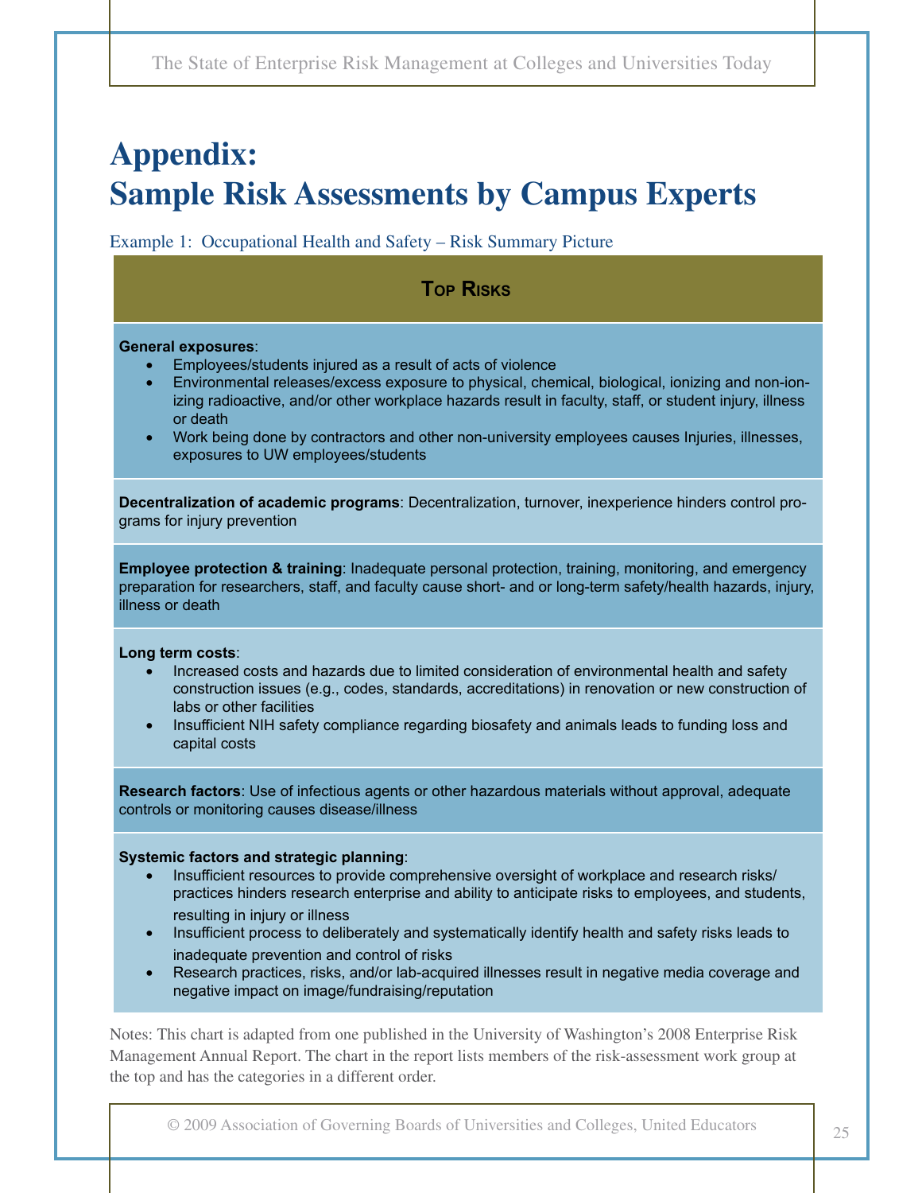# Appendix: Sample Risk Assessments by Campus Experts

Example 1: Occupational Health and Safety – Risk Summary Picture

## Top Risks

**General exposures**:

- Employees/students injured as a result of acts of violence
- Environmental releases/excess exposure to physical, chemical, biological, ionizing and non-ionizing radioactive, and/or other workplace hazards result in faculty, staff, or student injury, illness or death
- Work being done by contractors and other non-university employees causes Injuries, illnesses, exposures to UW employees/students

**Decentralization of academic programs**: Decentralization, turnover, inexperience hinders control programs for injury prevention

**Employee protection & training**: Inadequate personal protection, training, monitoring, and emergency preparation for researchers, staff, and faculty cause short- and or long-term safety/health hazards, injury, illness or death

**Long term costs**:

- Increased costs and hazards due to limited consideration of environmental health and safety construction issues (e.g., codes, standards, accreditations) in renovation or new construction of labs or other facilities
- Insufficient NIH safety compliance regarding biosafety and animals leads to funding loss and capital costs

**Research factors**: Use of infectious agents or other hazardous materials without approval, adequate controls or monitoring causes disease/illness

**Systemic factors and strategic planning**:

- Insufficient resources to provide comprehensive oversight of workplace and research risks/practices hinders research enterprise and ability to anticipate risks to employees, and students, resulting in injury or illness
- Insufficient process to deliberately and systematically identify health and safety risks leads to inadequate prevention and control of risks
- Research practices, risks, and/or lab-acquired illnesses result in negative media coverage and negative impact on image/fundraising/reputation

Notes: This chart is adapted from one published in the University of Washington's 2008 Enterprise Risk Management Annual Report. The chart in the report lists members of the risk-assessment work group at the top and has the categories in a different order.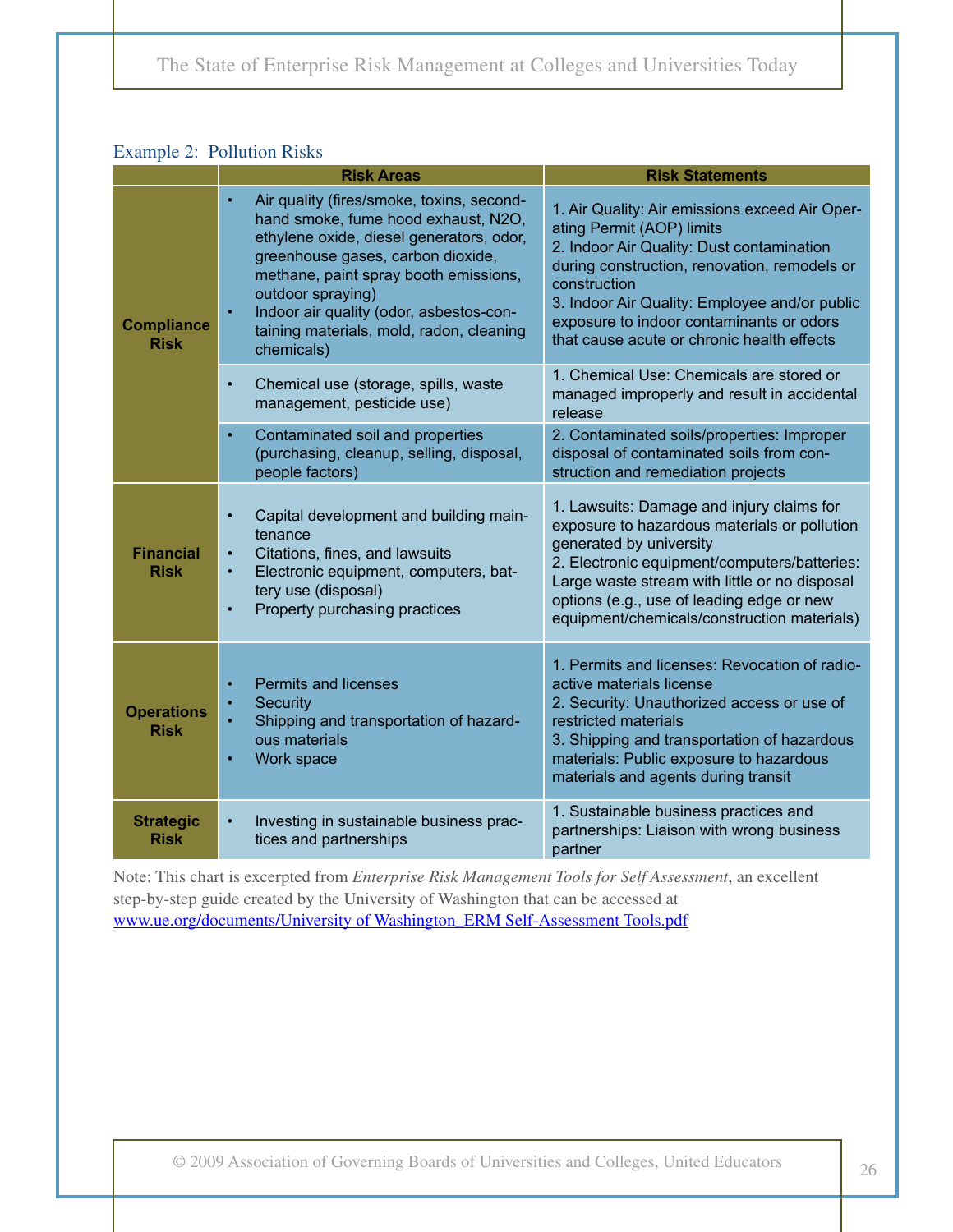Example 2: Pollution Risks

| | Risk Areas | Risk Statements |
|---|---|---|
| **Compliance Risk** | • Air quality (fires/smoke, toxins, second-hand smoke, fume hood exhaust, N2O, ethylene oxide, diesel generators, odor, greenhouse gases, carbon dioxide, methane, paint spray booth emissions, outdoor spraying)<br>• Indoor air quality (odor, asbestos-containing materials, mold, radon, cleaning chemicals) | 1. Air Quality: Air emissions exceed Air Operating Permit (AOP) limits<br>2. Indoor Air Quality: Dust contamination during construction, renovation, remodels or construction<br>3. Indoor Air Quality: Employee and/or public exposure to indoor contaminants or odors that cause acute or chronic health effects |
| | • Chemical use (storage, spills, waste management, pesticide use) | 1. Chemical Use: Chemicals are stored or managed improperly and result in accidental release |
| | • Contaminated soil and properties (purchasing, cleanup, selling, disposal, people factors) | 2. Contaminated soils/properties: Improper disposal of contaminated soils from construction and remediation projects |
| **Financial Risk** | • Capital development and building maintenance<br>• Citations, fines, and lawsuits<br>• Electronic equipment, computers, battery use (disposal)<br>• Property purchasing practices | 1. Lawsuits: Damage and injury claims for exposure to hazardous materials or pollution generated by university<br>2. Electronic equipment/computers/batteries: Large waste stream with little or no disposal options (e.g., use of leading edge or new equipment/chemicals/construction materials) |
| **Operations Risk** | • Permits and licenses<br>• Security<br>• Shipping and transportation of hazardous materials<br>• Work space | 1. Permits and licenses: Revocation of radioactive materials license<br>2. Security: Unauthorized access or use of restricted materials<br>3. Shipping and transportation of hazardous materials: Public exposure to hazardous materials and agents during transit |
| **Strategic Risk** | • Investing in sustainable business practices and partnerships | 1. Sustainable business practices and partnerships: Liaison with wrong business partner |

Note: This chart is excerpted from *Enterprise Risk Management Tools for Self Assessment*, an excellent step-by-step guide created by the University of Washington that can be accessed at www.ue.org/documents/University of Washington_ERM Self-Assessment Tools.pdf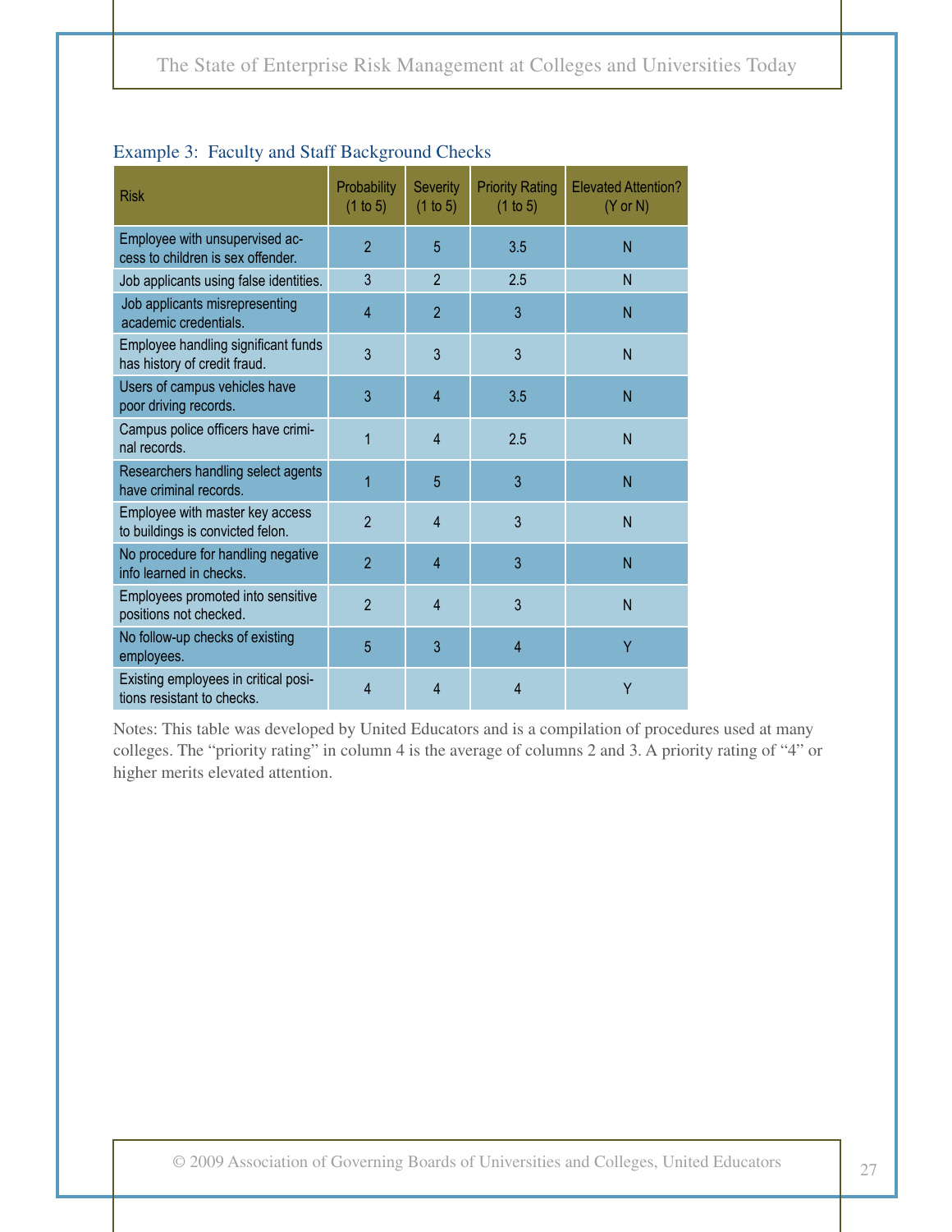Example 3: Faculty and Staff Background Checks

| Risk | Probability (1 to 5) | Severity (1 to 5) | Priority Rating (1 to 5) | Elevated Attention? (Y or N) |
|---|---|---|---|---|
| Employee with unsupervised access to children is sex offender. | 2 | 5 | 3.5 | N |
| Job applicants using false identities. | 3 | 2 | 2.5 | N |
| Job applicants misrepresenting academic credentials. | 4 | 2 | 3 | N |
| Employee handling significant funds has history of credit fraud. | 3 | 3 | 3 | N |
| Users of campus vehicles have poor driving records. | 3 | 4 | 3.5 | N |
| Campus police officers have criminal records. | 1 | 4 | 2.5 | N |
| Researchers handling select agents have criminal records. | 1 | 5 | 3 | N |
| Employee with master key access to buildings is convicted felon. | 2 | 4 | 3 | N |
| No procedure for handling negative info learned in checks. | 2 | 4 | 3 | N |
| Employees promoted into sensitive positions not checked. | 2 | 4 | 3 | N |
| No follow-up checks of existing employees. | 5 | 3 | 4 | Y |
| Existing employees in critical positions resistant to checks. | 4 | 4 | 4 | Y |

Notes: This table was developed by United Educators and is a compilation of procedures used at many colleges. The "priority rating" in column 4 is the average of columns 2 and 3. A priority rating of "4" or higher merits elevated attention.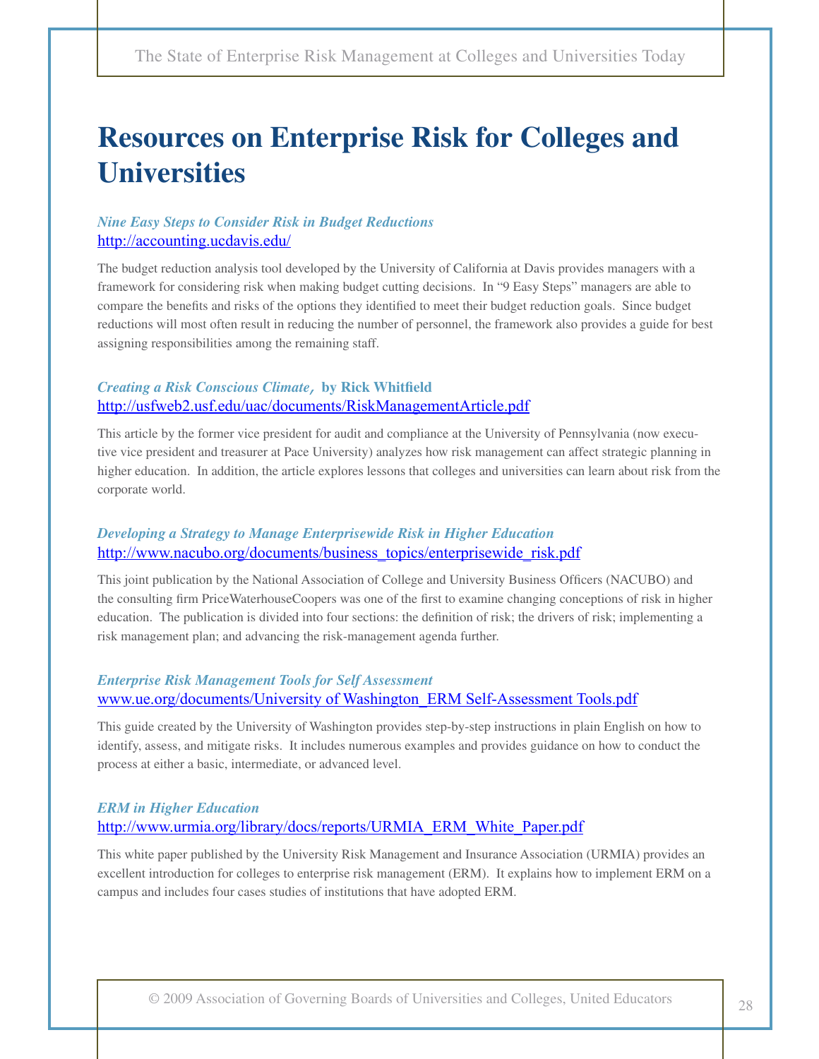# Resources on Enterprise Risk for Colleges and Universities

***Nine Easy Steps to Consider Risk in Budget Reductions***
http://accounting.ucdavis.edu/

The budget reduction analysis tool developed by the University of California at Davis provides managers with a framework for considering risk when making budget cutting decisions. In "9 Easy Steps" managers are able to compare the benefits and risks of the options they identified to meet their budget reduction goals. Since budget reductions will most often result in reducing the number of personnel, the framework also provides a guide for best assigning responsibilities among the remaining staff.

***Creating a Risk Conscious Climate*, by Rick Whitfield**
http://usfweb2.usf.edu/uac/documents/RiskManagementArticle.pdf

This article by the former vice president for audit and compliance at the University of Pennsylvania (now executive vice president and treasurer at Pace University) analyzes how risk management can affect strategic planning in higher education. In addition, the article explores lessons that colleges and universities can learn about risk from the corporate world.

***Developing a Strategy to Manage Enterprisewide Risk in Higher Education***
http://www.nacubo.org/documents/business_topics/enterprisewide_risk.pdf

This joint publication by the National Association of College and University Business Officers (NACUBO) and the consulting firm PriceWaterhouseCoopers was one of the first to examine changing conceptions of risk in higher education. The publication is divided into four sections: the definition of risk; the drivers of risk; implementing a risk management plan; and advancing the risk-management agenda further.

***Enterprise Risk Management Tools for Self Assessment***
www.ue.org/documents/University of Washington_ERM Self-Assessment Tools.pdf

This guide created by the University of Washington provides step-by-step instructions in plain English on how to identify, assess, and mitigate risks. It includes numerous examples and provides guidance on how to conduct the process at either a basic, intermediate, or advanced level.

***ERM in Higher Education***
http://www.urmia.org/library/docs/reports/URMIA_ERM_White_Paper.pdf

This white paper published by the University Risk Management and Insurance Association (URMIA) provides an excellent introduction for colleges to enterprise risk management (ERM). It explains how to implement ERM on a campus and includes four cases studies of institutions that have adopted ERM.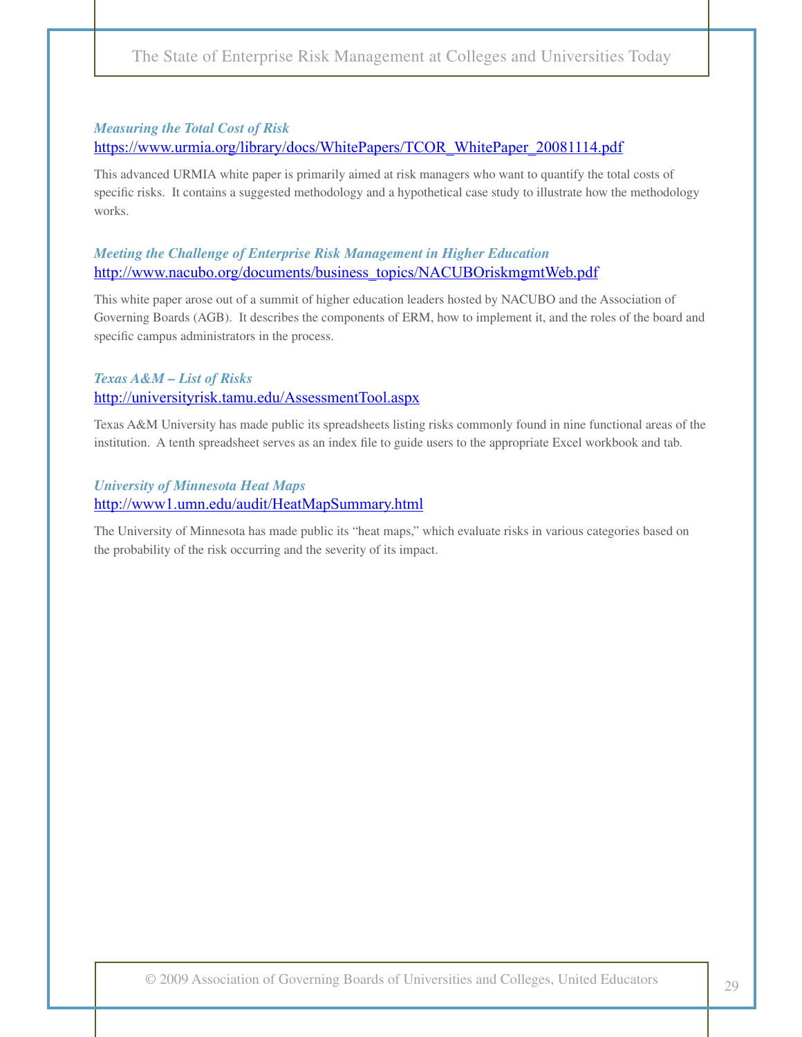*Measuring the Total Cost of Risk*
https://www.urmia.org/library/docs/WhitePapers/TCOR_WhitePaper_20081114.pdf

This advanced URMIA white paper is primarily aimed at risk managers who want to quantify the total costs of specific risks. It contains a suggested methodology and a hypothetical case study to illustrate how the methodology works.

*Meeting the Challenge of Enterprise Risk Management in Higher Education*
http://www.nacubo.org/documents/business_topics/NACUBOriskmgmtWeb.pdf

This white paper arose out of a summit of higher education leaders hosted by NACUBO and the Association of Governing Boards (AGB). It describes the components of ERM, how to implement it, and the roles of the board and specific campus administrators in the process.

*Texas A&M – List of Risks*
http://universityrisk.tamu.edu/AssessmentTool.aspx

Texas A&M University has made public its spreadsheets listing risks commonly found in nine functional areas of the institution. A tenth spreadsheet serves as an index file to guide users to the appropriate Excel workbook and tab.

*University of Minnesota Heat Maps*
http://www1.umn.edu/audit/HeatMapSummary.html

The University of Minnesota has made public its "heat maps," which evaluate risks in various categories based on the probability of the risk occurring and the severity of its impact.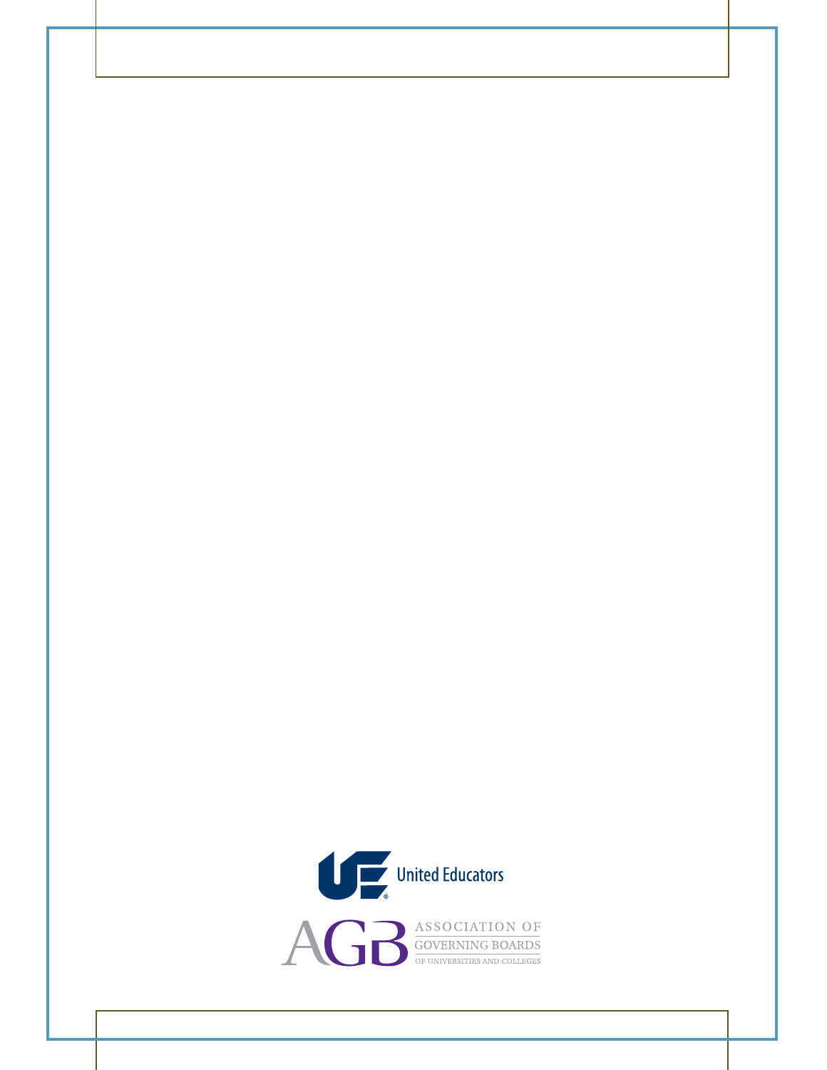United Educators

ASSOCIATION OF GOVERNING BOARDS OF UNIVERSITIES AND COLLEGES